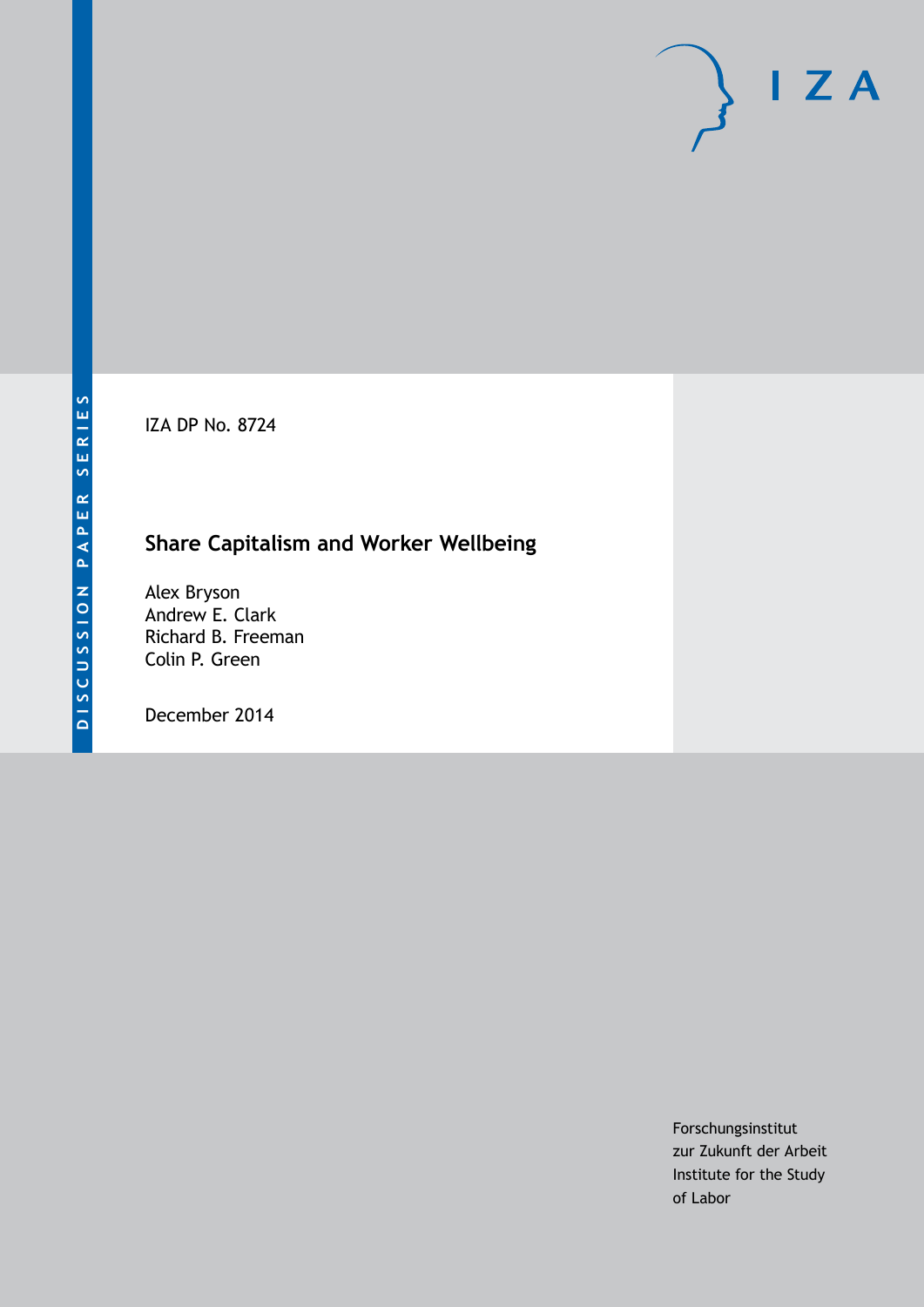DISCUSSION PAPER SERIES

IZA

IZA DP No. 8724

# Share Capitalism and Worker Wellbeing

Alex Bryson
Andrew E. Clark
Richard B. Freeman
Colin P. Green

December 2014

Forschungsinstitut
zur Zukunft der Arbeit
Institute for the Study
of Labor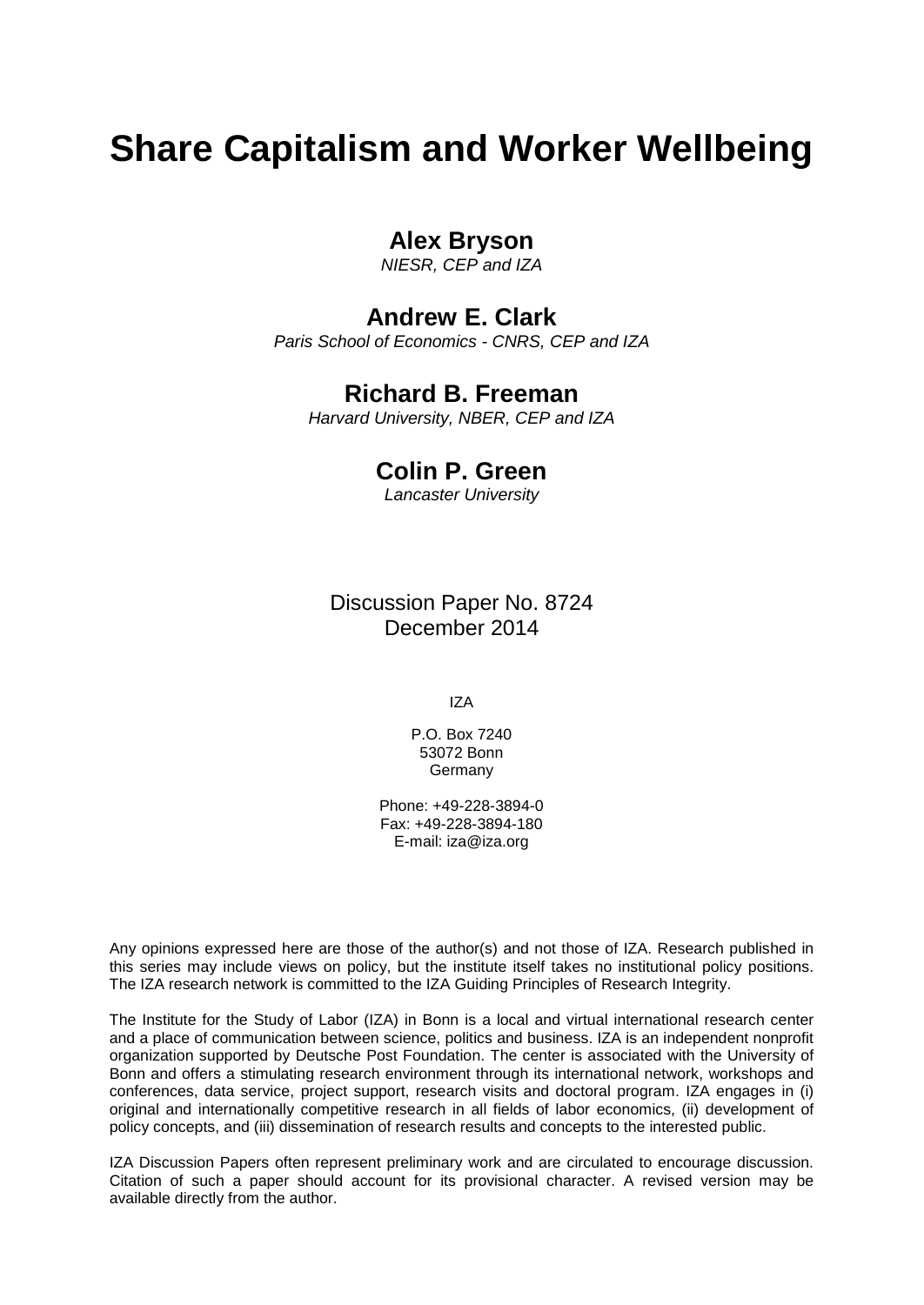# Share Capitalism and Worker Wellbeing

**Alex Bryson**
*NIESR, CEP and IZA*

**Andrew E. Clark**
*Paris School of Economics - CNRS, CEP and IZA*

**Richard B. Freeman**
*Harvard University, NBER, CEP and IZA*

**Colin P. Green**
*Lancaster University*

Discussion Paper No. 8724
December 2014

IZA

P.O. Box 7240
53072 Bonn
Germany

Phone: +49-228-3894-0
Fax: +49-228-3894-180
E-mail: iza@iza.org

Any opinions expressed here are those of the author(s) and not those of IZA. Research published in this series may include views on policy, but the institute itself takes no institutional policy positions. The IZA research network is committed to the IZA Guiding Principles of Research Integrity.

The Institute for the Study of Labor (IZA) in Bonn is a local and virtual international research center and a place of communication between science, politics and business. IZA is an independent nonprofit organization supported by Deutsche Post Foundation. The center is associated with the University of Bonn and offers a stimulating research environment through its international network, workshops and conferences, data service, project support, research visits and doctoral program. IZA engages in (i) original and internationally competitive research in all fields of labor economics, (ii) development of policy concepts, and (iii) dissemination of research results and concepts to the interested public.

IZA Discussion Papers often represent preliminary work and are circulated to encourage discussion. Citation of such a paper should account for its provisional character. A revised version may be available directly from the author.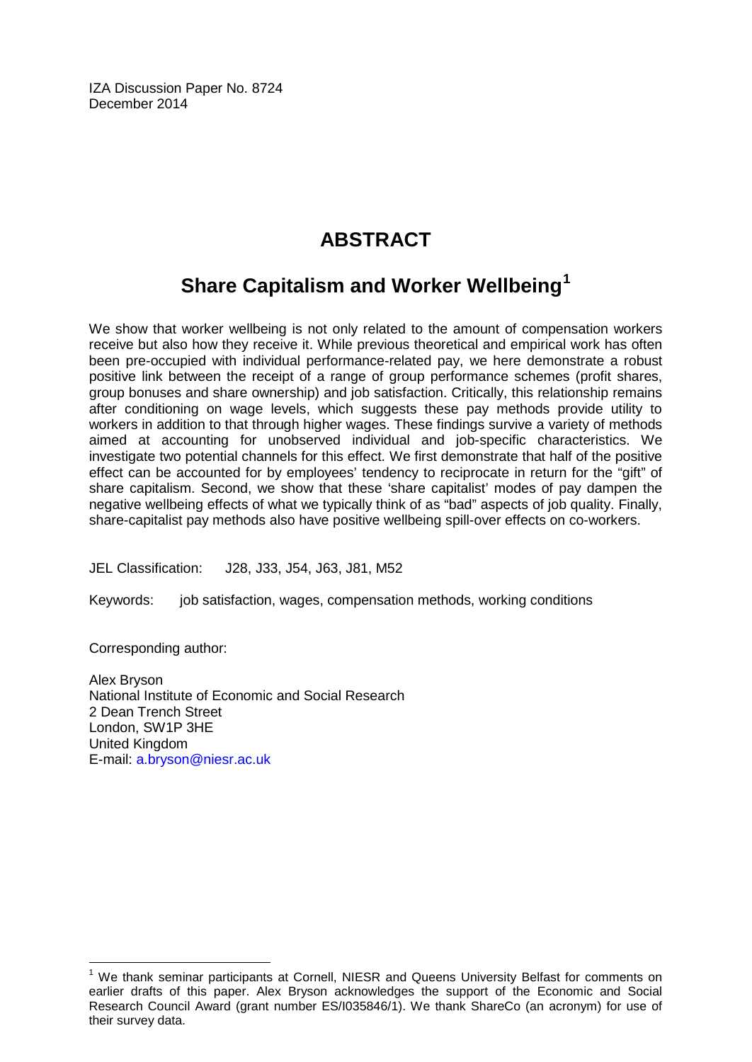IZA Discussion Paper No. 8724
December 2014

# ABSTRACT

## Share Capitalism and Worker Wellbeing[1]

We show that worker wellbeing is not only related to the amount of compensation workers receive but also how they receive it. While previous theoretical and empirical work has often been pre-occupied with individual performance-related pay, we here demonstrate a robust positive link between the receipt of a range of group performance schemes (profit shares, group bonuses and share ownership) and job satisfaction. Critically, this relationship remains after conditioning on wage levels, which suggests these pay methods provide utility to workers in addition to that through higher wages. These findings survive a variety of methods aimed at accounting for unobserved individual and job-specific characteristics. We investigate two potential channels for this effect. We first demonstrate that half of the positive effect can be accounted for by employees' tendency to reciprocate in return for the "gift" of share capitalism. Second, we show that these 'share capitalist' modes of pay dampen the negative wellbeing effects of what we typically think of as "bad" aspects of job quality. Finally, share-capitalist pay methods also have positive wellbeing spill-over effects on co-workers.

JEL Classification: J28, J33, J54, J63, J81, M52

Keywords: job satisfaction, wages, compensation methods, working conditions

Corresponding author:

Alex Bryson
National Institute of Economic and Social Research
2 Dean Trench Street
London, SW1P 3HE
United Kingdom
E-mail: a.bryson@niesr.ac.uk

[1] We thank seminar participants at Cornell, NIESR and Queens University Belfast for comments on earlier drafts of this paper. Alex Bryson acknowledges the support of the Economic and Social Research Council Award (grant number ES/I035846/1). We thank ShareCo (an acronym) for use of their survey data.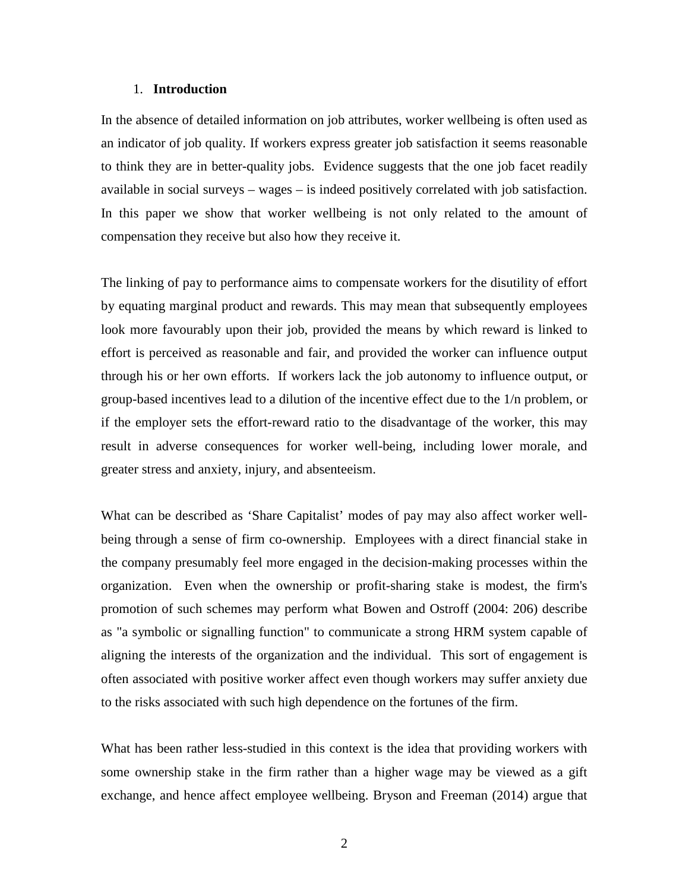## 1. Introduction

In the absence of detailed information on job attributes, worker wellbeing is often used as an indicator of job quality. If workers express greater job satisfaction it seems reasonable to think they are in better-quality jobs. Evidence suggests that the one job facet readily available in social surveys – wages – is indeed positively correlated with job satisfaction. In this paper we show that worker wellbeing is not only related to the amount of compensation they receive but also how they receive it.

The linking of pay to performance aims to compensate workers for the disutility of effort by equating marginal product and rewards. This may mean that subsequently employees look more favourably upon their job, provided the means by which reward is linked to effort is perceived as reasonable and fair, and provided the worker can influence output through his or her own efforts. If workers lack the job autonomy to influence output, or group-based incentives lead to a dilution of the incentive effect due to the 1/n problem, or if the employer sets the effort-reward ratio to the disadvantage of the worker, this may result in adverse consequences for worker well-being, including lower morale, and greater stress and anxiety, injury, and absenteeism.

What can be described as 'Share Capitalist' modes of pay may also affect worker well-being through a sense of firm co-ownership. Employees with a direct financial stake in the company presumably feel more engaged in the decision-making processes within the organization. Even when the ownership or profit-sharing stake is modest, the firm's promotion of such schemes may perform what Bowen and Ostroff (2004: 206) describe as "a symbolic or signalling function" to communicate a strong HRM system capable of aligning the interests of the organization and the individual. This sort of engagement is often associated with positive worker affect even though workers may suffer anxiety due to the risks associated with such high dependence on the fortunes of the firm.

What has been rather less-studied in this context is the idea that providing workers with some ownership stake in the firm rather than a higher wage may be viewed as a gift exchange, and hence affect employee wellbeing. Bryson and Freeman (2014) argue that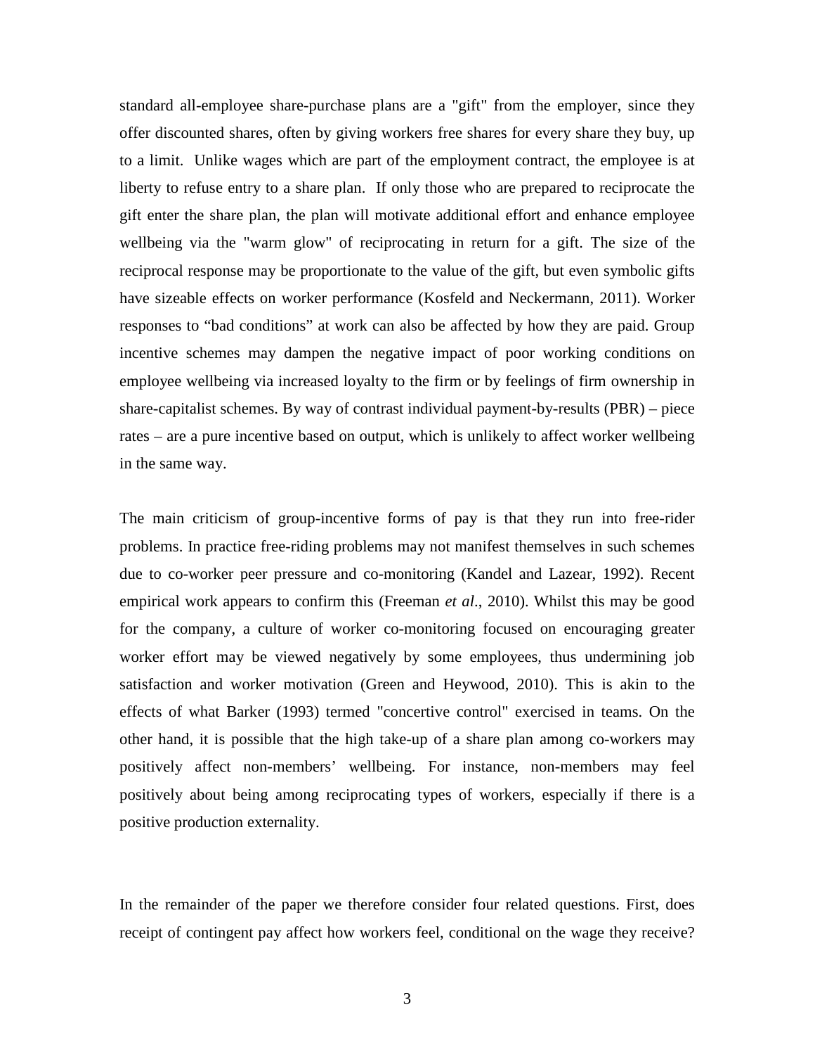standard all-employee share-purchase plans are a "gift" from the employer, since they offer discounted shares, often by giving workers free shares for every share they buy, up to a limit. Unlike wages which are part of the employment contract, the employee is at liberty to refuse entry to a share plan. If only those who are prepared to reciprocate the gift enter the share plan, the plan will motivate additional effort and enhance employee wellbeing via the "warm glow" of reciprocating in return for a gift. The size of the reciprocal response may be proportionate to the value of the gift, but even symbolic gifts have sizeable effects on worker performance (Kosfeld and Neckermann, 2011). Worker responses to "bad conditions" at work can also be affected by how they are paid. Group incentive schemes may dampen the negative impact of poor working conditions on employee wellbeing via increased loyalty to the firm or by feelings of firm ownership in share-capitalist schemes. By way of contrast individual payment-by-results (PBR) – piece rates – are a pure incentive based on output, which is unlikely to affect worker wellbeing in the same way.

The main criticism of group-incentive forms of pay is that they run into free-rider problems. In practice free-riding problems may not manifest themselves in such schemes due to co-worker peer pressure and co-monitoring (Kandel and Lazear, 1992). Recent empirical work appears to confirm this (Freeman *et al*., 2010). Whilst this may be good for the company, a culture of worker co-monitoring focused on encouraging greater worker effort may be viewed negatively by some employees, thus undermining job satisfaction and worker motivation (Green and Heywood, 2010). This is akin to the effects of what Barker (1993) termed "concertive control" exercised in teams. On the other hand, it is possible that the high take-up of a share plan among co-workers may positively affect non-members' wellbeing. For instance, non-members may feel positively about being among reciprocating types of workers, especially if there is a positive production externality.

In the remainder of the paper we therefore consider four related questions. First, does receipt of contingent pay affect how workers feel, conditional on the wage they receive?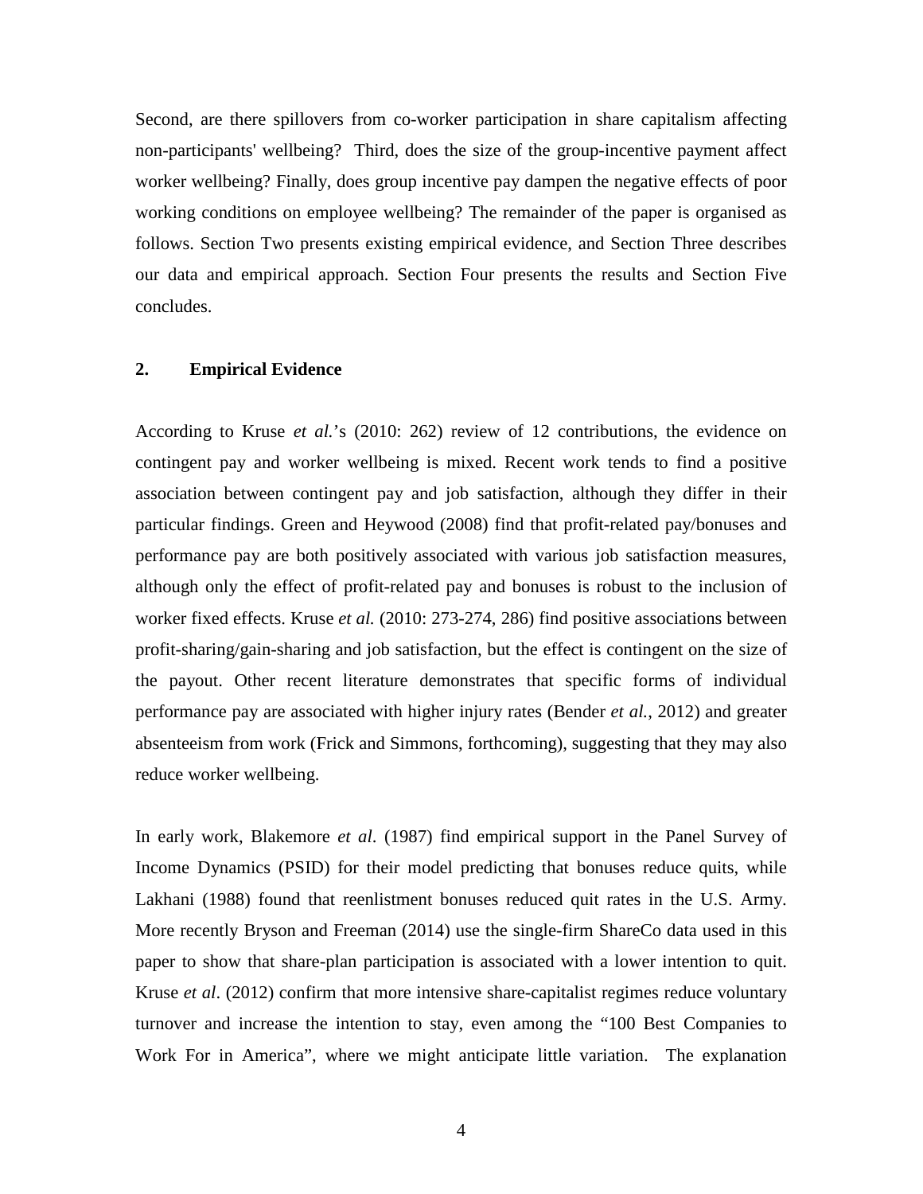Second, are there spillovers from co-worker participation in share capitalism affecting non-participants' wellbeing? Third, does the size of the group-incentive payment affect worker wellbeing? Finally, does group incentive pay dampen the negative effects of poor working conditions on employee wellbeing? The remainder of the paper is organised as follows. Section Two presents existing empirical evidence, and Section Three describes our data and empirical approach. Section Four presents the results and Section Five concludes.

## 2. Empirical Evidence

According to Kruse *et al.*'s (2010: 262) review of 12 contributions, the evidence on contingent pay and worker wellbeing is mixed. Recent work tends to find a positive association between contingent pay and job satisfaction, although they differ in their particular findings. Green and Heywood (2008) find that profit-related pay/bonuses and performance pay are both positively associated with various job satisfaction measures, although only the effect of profit-related pay and bonuses is robust to the inclusion of worker fixed effects. Kruse *et al.* (2010: 273-274, 286) find positive associations between profit-sharing/gain-sharing and job satisfaction, but the effect is contingent on the size of the payout. Other recent literature demonstrates that specific forms of individual performance pay are associated with higher injury rates (Bender *et al.*, 2012) and greater absenteeism from work (Frick and Simmons, forthcoming), suggesting that they may also reduce worker wellbeing.

In early work, Blakemore *et al*. (1987) find empirical support in the Panel Survey of Income Dynamics (PSID) for their model predicting that bonuses reduce quits, while Lakhani (1988) found that reenlistment bonuses reduced quit rates in the U.S. Army. More recently Bryson and Freeman (2014) use the single-firm ShareCo data used in this paper to show that share-plan participation is associated with a lower intention to quit. Kruse *et al*. (2012) confirm that more intensive share-capitalist regimes reduce voluntary turnover and increase the intention to stay, even among the "100 Best Companies to Work For in America", where we might anticipate little variation. The explanation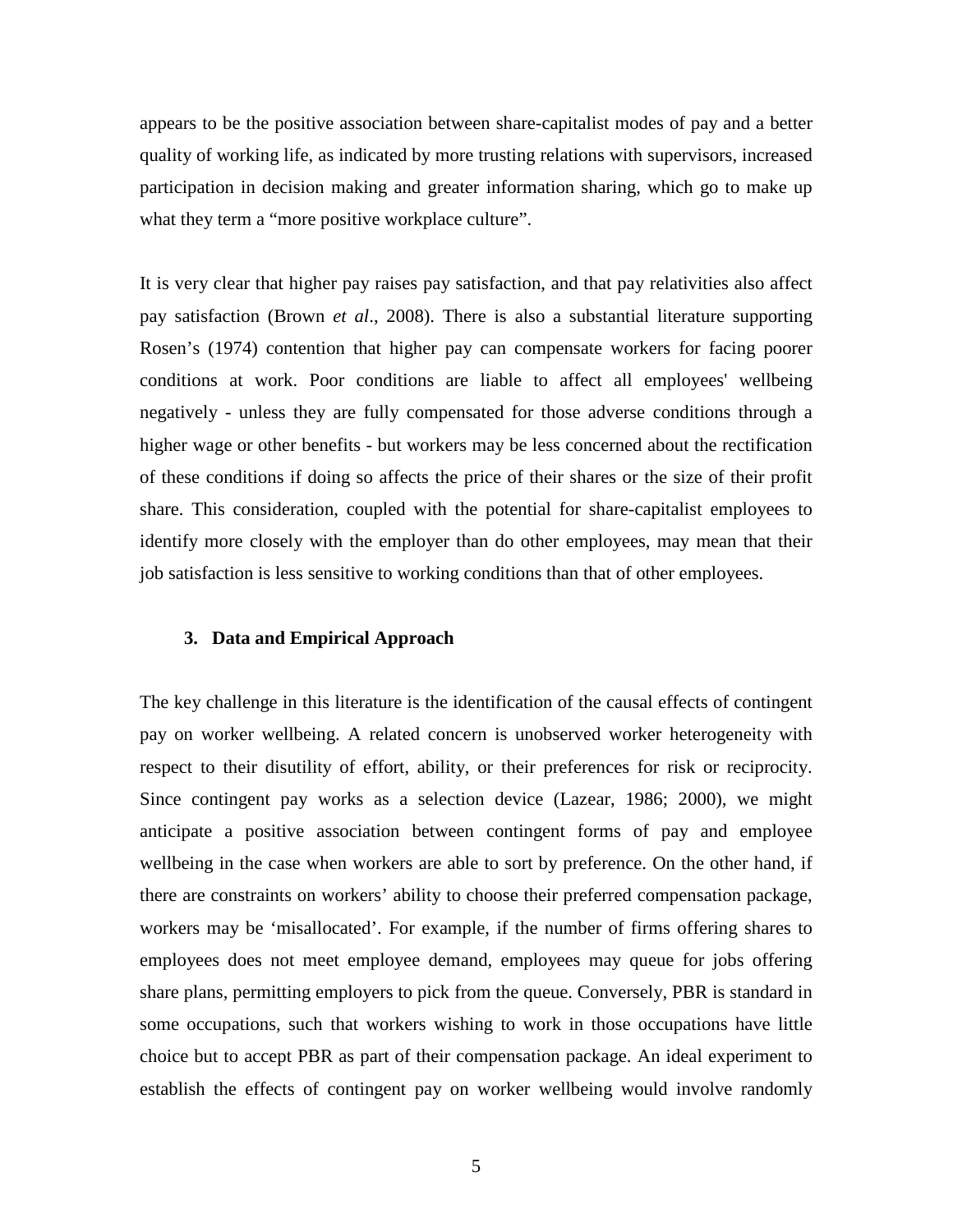appears to be the positive association between share-capitalist modes of pay and a better quality of working life, as indicated by more trusting relations with supervisors, increased participation in decision making and greater information sharing, which go to make up what they term a "more positive workplace culture".

It is very clear that higher pay raises pay satisfaction, and that pay relativities also affect pay satisfaction (Brown *et al*., 2008). There is also a substantial literature supporting Rosen's (1974) contention that higher pay can compensate workers for facing poorer conditions at work. Poor conditions are liable to affect all employees' wellbeing negatively - unless they are fully compensated for those adverse conditions through a higher wage or other benefits - but workers may be less concerned about the rectification of these conditions if doing so affects the price of their shares or the size of their profit share. This consideration, coupled with the potential for share-capitalist employees to identify more closely with the employer than do other employees, may mean that their job satisfaction is less sensitive to working conditions than that of other employees.

## 3. Data and Empirical Approach

The key challenge in this literature is the identification of the causal effects of contingent pay on worker wellbeing. A related concern is unobserved worker heterogeneity with respect to their disutility of effort, ability, or their preferences for risk or reciprocity. Since contingent pay works as a selection device (Lazear, 1986; 2000), we might anticipate a positive association between contingent forms of pay and employee wellbeing in the case when workers are able to sort by preference. On the other hand, if there are constraints on workers' ability to choose their preferred compensation package, workers may be 'misallocated'. For example, if the number of firms offering shares to employees does not meet employee demand, employees may queue for jobs offering share plans, permitting employers to pick from the queue. Conversely, PBR is standard in some occupations, such that workers wishing to work in those occupations have little choice but to accept PBR as part of their compensation package. An ideal experiment to establish the effects of contingent pay on worker wellbeing would involve randomly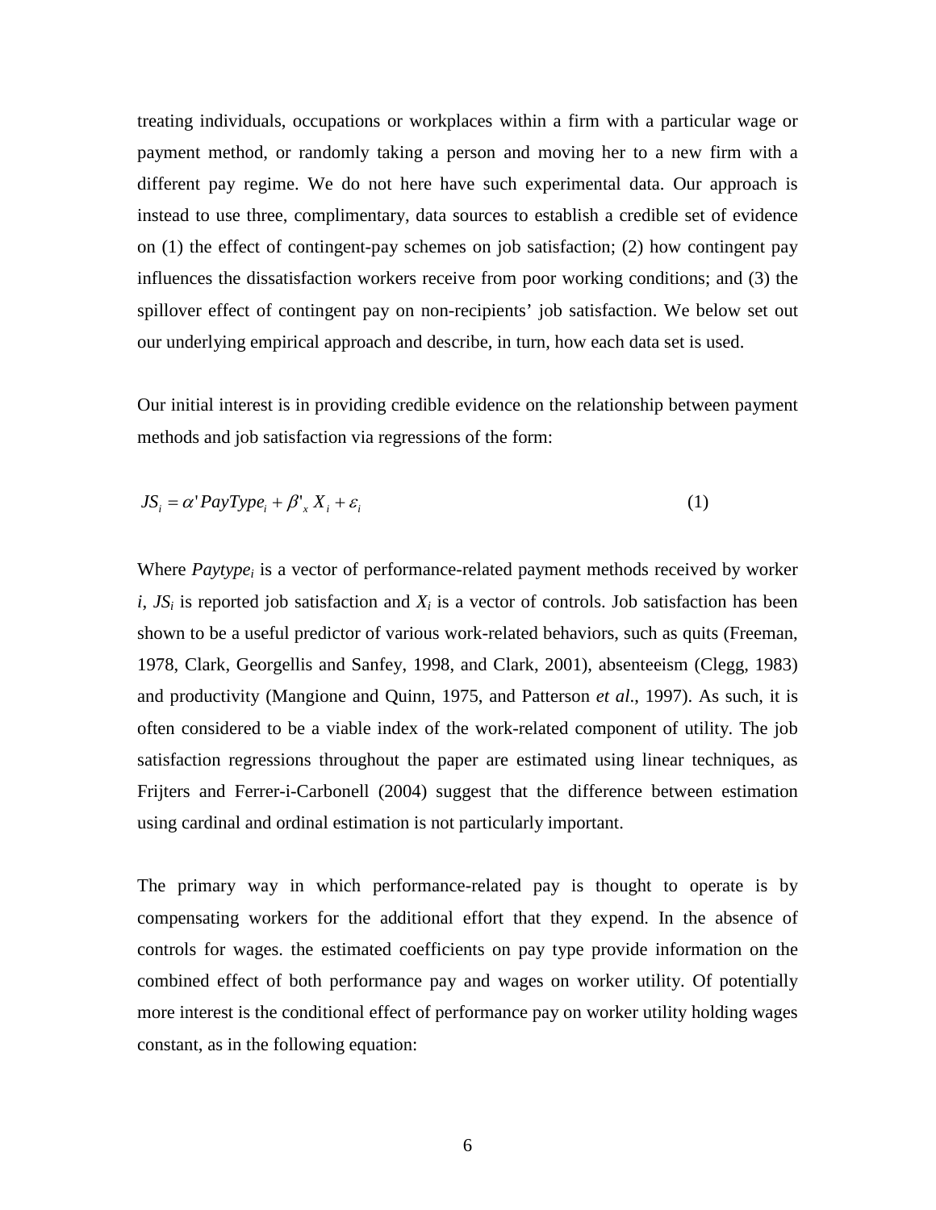treating individuals, occupations or workplaces within a firm with a particular wage or payment method, or randomly taking a person and moving her to a new firm with a different pay regime. We do not here have such experimental data. Our approach is instead to use three, complimentary, data sources to establish a credible set of evidence on (1) the effect of contingent-pay schemes on job satisfaction; (2) how contingent pay influences the dissatisfaction workers receive from poor working conditions; and (3) the spillover effect of contingent pay on non-recipients' job satisfaction. We below set out our underlying empirical approach and describe, in turn, how each data set is used.

Our initial interest is in providing credible evidence on the relationship between payment methods and job satisfaction via regressions of the form:

$$JS_i = \alpha' PayType_i + \beta'_x X_i + \varepsilon_i \qquad (1)$$

Where $Paytype_i$ is a vector of performance-related payment methods received by worker $i$, $JS_i$ is reported job satisfaction and $X_i$ is a vector of controls. Job satisfaction has been shown to be a useful predictor of various work-related behaviors, such as quits (Freeman, 1978, Clark, Georgellis and Sanfey, 1998, and Clark, 2001), absenteeism (Clegg, 1983) and productivity (Mangione and Quinn, 1975, and Patterson *et al*., 1997). As such, it is often considered to be a viable index of the work-related component of utility. The job satisfaction regressions throughout the paper are estimated using linear techniques, as Frijters and Ferrer-i-Carbonell (2004) suggest that the difference between estimation using cardinal and ordinal estimation is not particularly important.

The primary way in which performance-related pay is thought to operate is by compensating workers for the additional effort that they expend. In the absence of controls for wages. the estimated coefficients on pay type provide information on the combined effect of both performance pay and wages on worker utility. Of potentially more interest is the conditional effect of performance pay on worker utility holding wages constant, as in the following equation: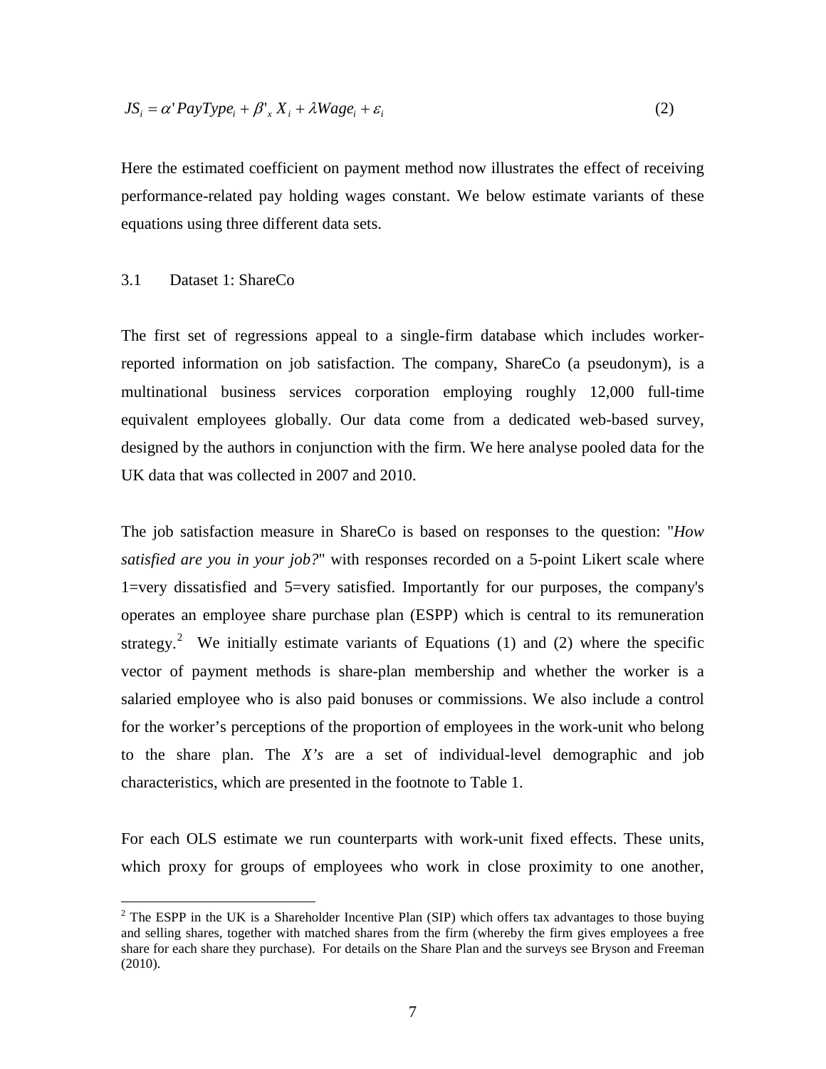$$JS_i = \alpha' PayType_i + \beta'_x X_i + \lambda Wage_i + \varepsilon_i \tag{2}$$

Here the estimated coefficient on payment method now illustrates the effect of receiving performance-related pay holding wages constant. We below estimate variants of these equations using three different data sets.

### 3.1 Dataset 1: ShareCo

The first set of regressions appeal to a single-firm database which includes worker-reported information on job satisfaction. The company, ShareCo (a pseudonym), is a multinational business services corporation employing roughly 12,000 full-time equivalent employees globally. Our data come from a dedicated web-based survey, designed by the authors in conjunction with the firm. We here analyse pooled data for the UK data that was collected in 2007 and 2010.

The job satisfaction measure in ShareCo is based on responses to the question: "*How satisfied are you in your job?*" with responses recorded on a 5-point Likert scale where 1=very dissatisfied and 5=very satisfied. Importantly for our purposes, the company's operates an employee share purchase plan (ESPP) which is central to its remuneration strategy.[2] We initially estimate variants of Equations (1) and (2) where the specific vector of payment methods is share-plan membership and whether the worker is a salaried employee who is also paid bonuses or commissions. We also include a control for the worker's perceptions of the proportion of employees in the work-unit who belong to the share plan. The *X's* are a set of individual-level demographic and job characteristics, which are presented in the footnote to Table 1.

For each OLS estimate we run counterparts with work-unit fixed effects. These units, which proxy for groups of employees who work in close proximity to one another,

[2] The ESPP in the UK is a Shareholder Incentive Plan (SIP) which offers tax advantages to those buying and selling shares, together with matched shares from the firm (whereby the firm gives employees a free share for each share they purchase). For details on the Share Plan and the surveys see Bryson and Freeman (2010).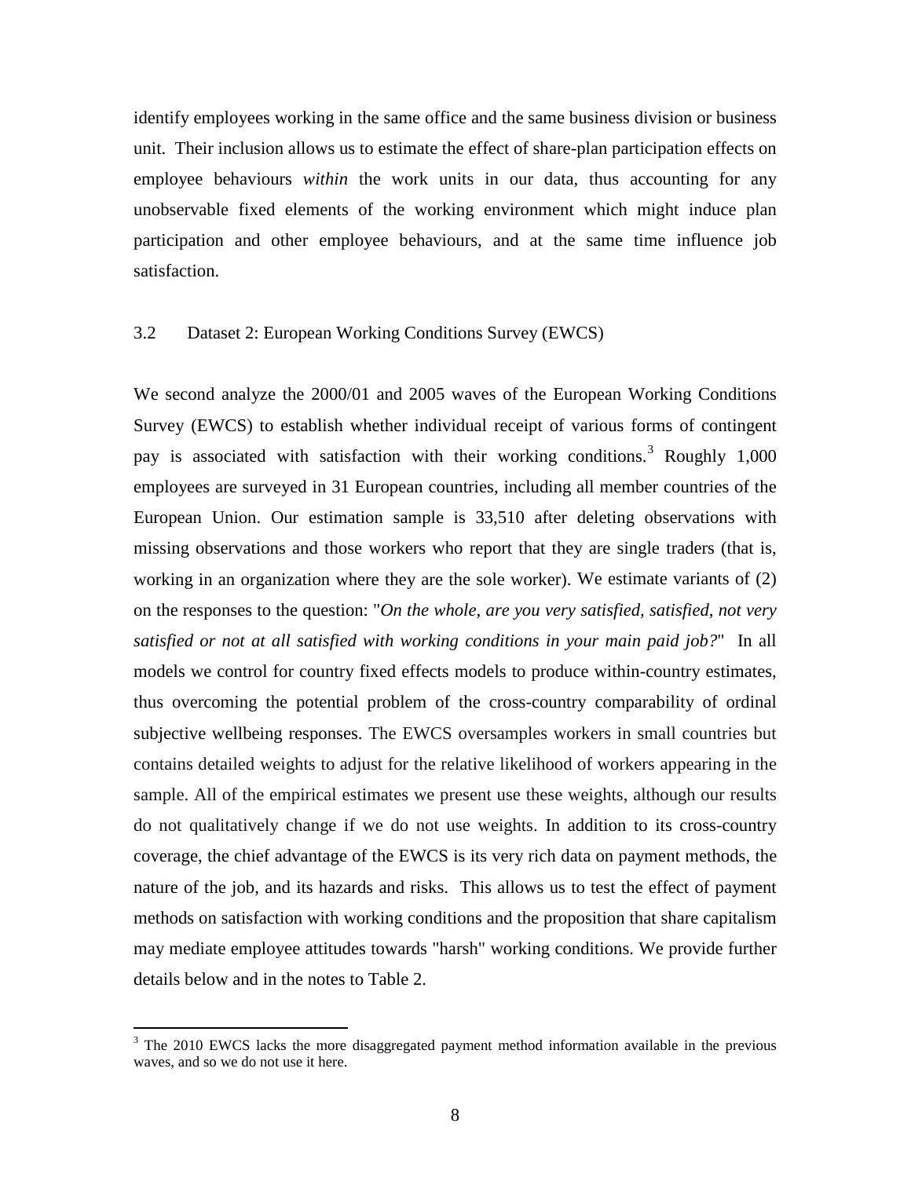identify employees working in the same office and the same business division or business unit. Their inclusion allows us to estimate the effect of share-plan participation effects on employee behaviours *within* the work units in our data, thus accounting for any unobservable fixed elements of the working environment which might induce plan participation and other employee behaviours, and at the same time influence job satisfaction.

### 3.2 Dataset 2: European Working Conditions Survey (EWCS)

We second analyze the 2000/01 and 2005 waves of the European Working Conditions Survey (EWCS) to establish whether individual receipt of various forms of contingent pay is associated with satisfaction with their working conditions.[3] Roughly 1,000 employees are surveyed in 31 European countries, including all member countries of the European Union. Our estimation sample is 33,510 after deleting observations with missing observations and those workers who report that they are single traders (that is, working in an organization where they are the sole worker). We estimate variants of (2) on the responses to the question: "*On the whole, are you very satisfied, satisfied, not very satisfied or not at all satisfied with working conditions in your main paid job?*" In all models we control for country fixed effects models to produce within-country estimates, thus overcoming the potential problem of the cross-country comparability of ordinal subjective wellbeing responses. The EWCS oversamples workers in small countries but contains detailed weights to adjust for the relative likelihood of workers appearing in the sample. All of the empirical estimates we present use these weights, although our results do not qualitatively change if we do not use weights. In addition to its cross-country coverage, the chief advantage of the EWCS is its very rich data on payment methods, the nature of the job, and its hazards and risks. This allows us to test the effect of payment methods on satisfaction with working conditions and the proposition that share capitalism may mediate employee attitudes towards "harsh" working conditions. We provide further details below and in the notes to Table 2.

[3] The 2010 EWCS lacks the more disaggregated payment method information available in the previous waves, and so we do not use it here.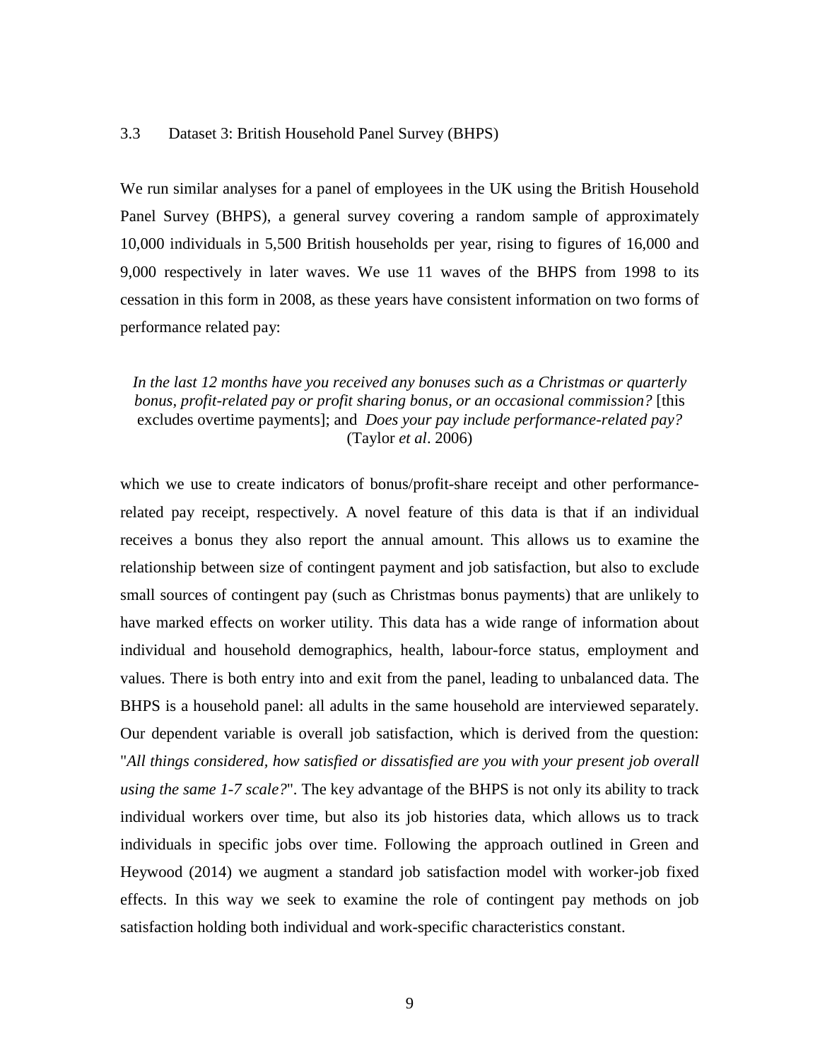### 3.3 Dataset 3: British Household Panel Survey (BHPS)

We run similar analyses for a panel of employees in the UK using the British Household Panel Survey (BHPS), a general survey covering a random sample of approximately 10,000 individuals in 5,500 British households per year, rising to figures of 16,000 and 9,000 respectively in later waves. We use 11 waves of the BHPS from 1998 to its cessation in this form in 2008, as these years have consistent information on two forms of performance related pay:

> *In the last 12 months have you received any bonuses such as a Christmas or quarterly bonus, profit-related pay or profit sharing bonus, or an occasional commission?* [this excludes overtime payments]; and *Does your pay include performance-related pay?* (Taylor *et al*. 2006)

which we use to create indicators of bonus/profit-share receipt and other performance-related pay receipt, respectively. A novel feature of this data is that if an individual receives a bonus they also report the annual amount. This allows us to examine the relationship between size of contingent payment and job satisfaction, but also to exclude small sources of contingent pay (such as Christmas bonus payments) that are unlikely to have marked effects on worker utility. This data has a wide range of information about individual and household demographics, health, labour-force status, employment and values. There is both entry into and exit from the panel, leading to unbalanced data. The BHPS is a household panel: all adults in the same household are interviewed separately. Our dependent variable is overall job satisfaction, which is derived from the question: "*All things considered, how satisfied or dissatisfied are you with your present job overall using the same 1-7 scale?*". The key advantage of the BHPS is not only its ability to track individual workers over time, but also its job histories data, which allows us to track individuals in specific jobs over time. Following the approach outlined in Green and Heywood (2014) we augment a standard job satisfaction model with worker-job fixed effects. In this way we seek to examine the role of contingent pay methods on job satisfaction holding both individual and work-specific characteristics constant.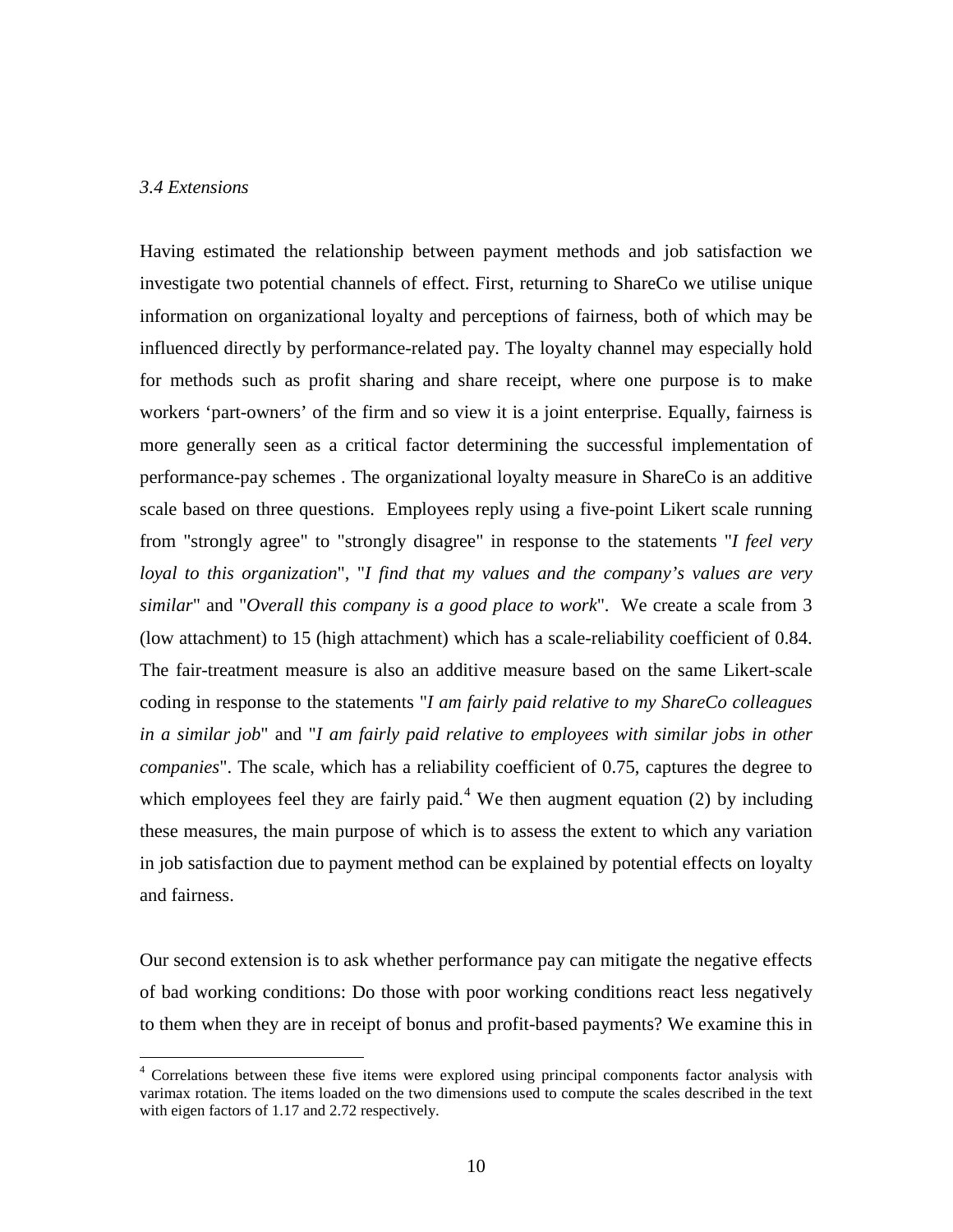### *3.4 Extensions*

Having estimated the relationship between payment methods and job satisfaction we investigate two potential channels of effect. First, returning to ShareCo we utilise unique information on organizational loyalty and perceptions of fairness, both of which may be influenced directly by performance-related pay. The loyalty channel may especially hold for methods such as profit sharing and share receipt, where one purpose is to make workers 'part-owners' of the firm and so view it is a joint enterprise. Equally, fairness is more generally seen as a critical factor determining the successful implementation of performance-pay schemes . The organizational loyalty measure in ShareCo is an additive scale based on three questions. Employees reply using a five-point Likert scale running from "strongly agree" to "strongly disagree" in response to the statements "*I feel very loyal to this organization*", "*I find that my values and the company's values are very similar*" and "*Overall this company is a good place to work*". We create a scale from 3 (low attachment) to 15 (high attachment) which has a scale-reliability coefficient of 0.84. The fair-treatment measure is also an additive measure based on the same Likert-scale coding in response to the statements "*I am fairly paid relative to my ShareCo colleagues in a similar job*" and "*I am fairly paid relative to employees with similar jobs in other companies*". The scale, which has a reliability coefficient of 0.75, captures the degree to which employees feel they are fairly paid.[4] We then augment equation (2) by including these measures, the main purpose of which is to assess the extent to which any variation in job satisfaction due to payment method can be explained by potential effects on loyalty and fairness.

Our second extension is to ask whether performance pay can mitigate the negative effects of bad working conditions: Do those with poor working conditions react less negatively to them when they are in receipt of bonus and profit-based payments? We examine this in

[4] Correlations between these five items were explored using principal components factor analysis with varimax rotation. The items loaded on the two dimensions used to compute the scales described in the text with eigen factors of 1.17 and 2.72 respectively.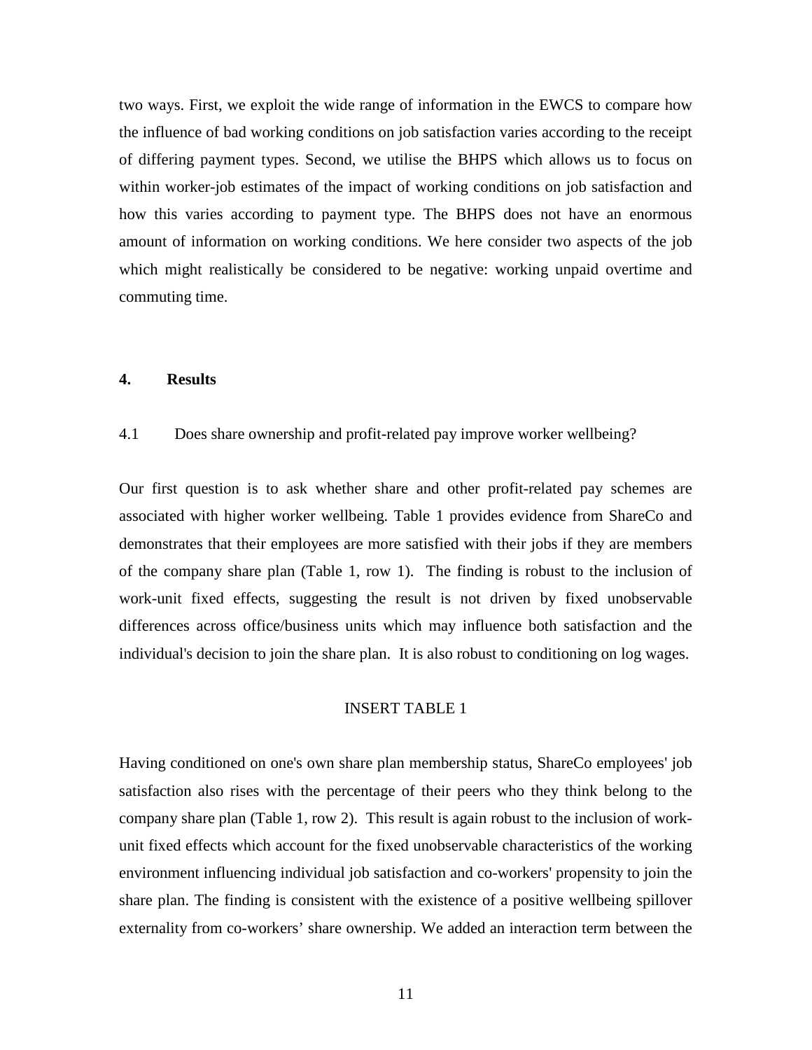two ways. First, we exploit the wide range of information in the EWCS to compare how the influence of bad working conditions on job satisfaction varies according to the receipt of differing payment types. Second, we utilise the BHPS which allows us to focus on within worker-job estimates of the impact of working conditions on job satisfaction and how this varies according to payment type. The BHPS does not have an enormous amount of information on working conditions. We here consider two aspects of the job which might realistically be considered to be negative: working unpaid overtime and commuting time.

## 4. Results

### 4.1 Does share ownership and profit-related pay improve worker wellbeing?

Our first question is to ask whether share and other profit-related pay schemes are associated with higher worker wellbeing. Table 1 provides evidence from ShareCo and demonstrates that their employees are more satisfied with their jobs if they are members of the company share plan (Table 1, row 1). The finding is robust to the inclusion of work-unit fixed effects, suggesting the result is not driven by fixed unobservable differences across office/business units which may influence both satisfaction and the individual's decision to join the share plan. It is also robust to conditioning on log wages.

INSERT TABLE 1

Having conditioned on one's own share plan membership status, ShareCo employees' job satisfaction also rises with the percentage of their peers who they think belong to the company share plan (Table 1, row 2). This result is again robust to the inclusion of work-unit fixed effects which account for the fixed unobservable characteristics of the working environment influencing individual job satisfaction and co-workers' propensity to join the share plan. The finding is consistent with the existence of a positive wellbeing spillover externality from co-workers' share ownership. We added an interaction term between the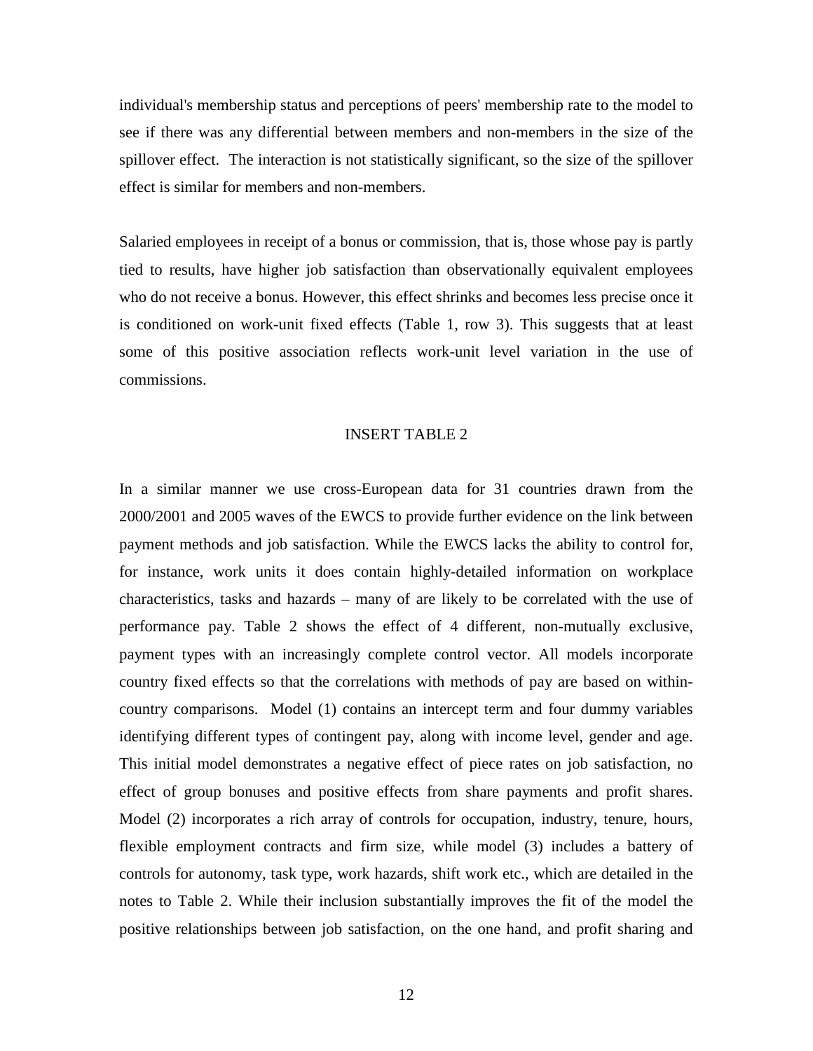individual's membership status and perceptions of peers' membership rate to the model to see if there was any differential between members and non-members in the size of the spillover effect. The interaction is not statistically significant, so the size of the spillover effect is similar for members and non-members.

Salaried employees in receipt of a bonus or commission, that is, those whose pay is partly tied to results, have higher job satisfaction than observationally equivalent employees who do not receive a bonus. However, this effect shrinks and becomes less precise once it is conditioned on work-unit fixed effects (Table 1, row 3). This suggests that at least some of this positive association reflects work-unit level variation in the use of commissions.

INSERT TABLE 2

In a similar manner we use cross-European data for 31 countries drawn from the 2000/2001 and 2005 waves of the EWCS to provide further evidence on the link between payment methods and job satisfaction. While the EWCS lacks the ability to control for, for instance, work units it does contain highly-detailed information on workplace characteristics, tasks and hazards – many of are likely to be correlated with the use of performance pay. Table 2 shows the effect of 4 different, non-mutually exclusive, payment types with an increasingly complete control vector. All models incorporate country fixed effects so that the correlations with methods of pay are based on within-country comparisons. Model (1) contains an intercept term and four dummy variables identifying different types of contingent pay, along with income level, gender and age. This initial model demonstrates a negative effect of piece rates on job satisfaction, no effect of group bonuses and positive effects from share payments and profit shares. Model (2) incorporates a rich array of controls for occupation, industry, tenure, hours, flexible employment contracts and firm size, while model (3) includes a battery of controls for autonomy, task type, work hazards, shift work etc., which are detailed in the notes to Table 2. While their inclusion substantially improves the fit of the model the positive relationships between job satisfaction, on the one hand, and profit sharing and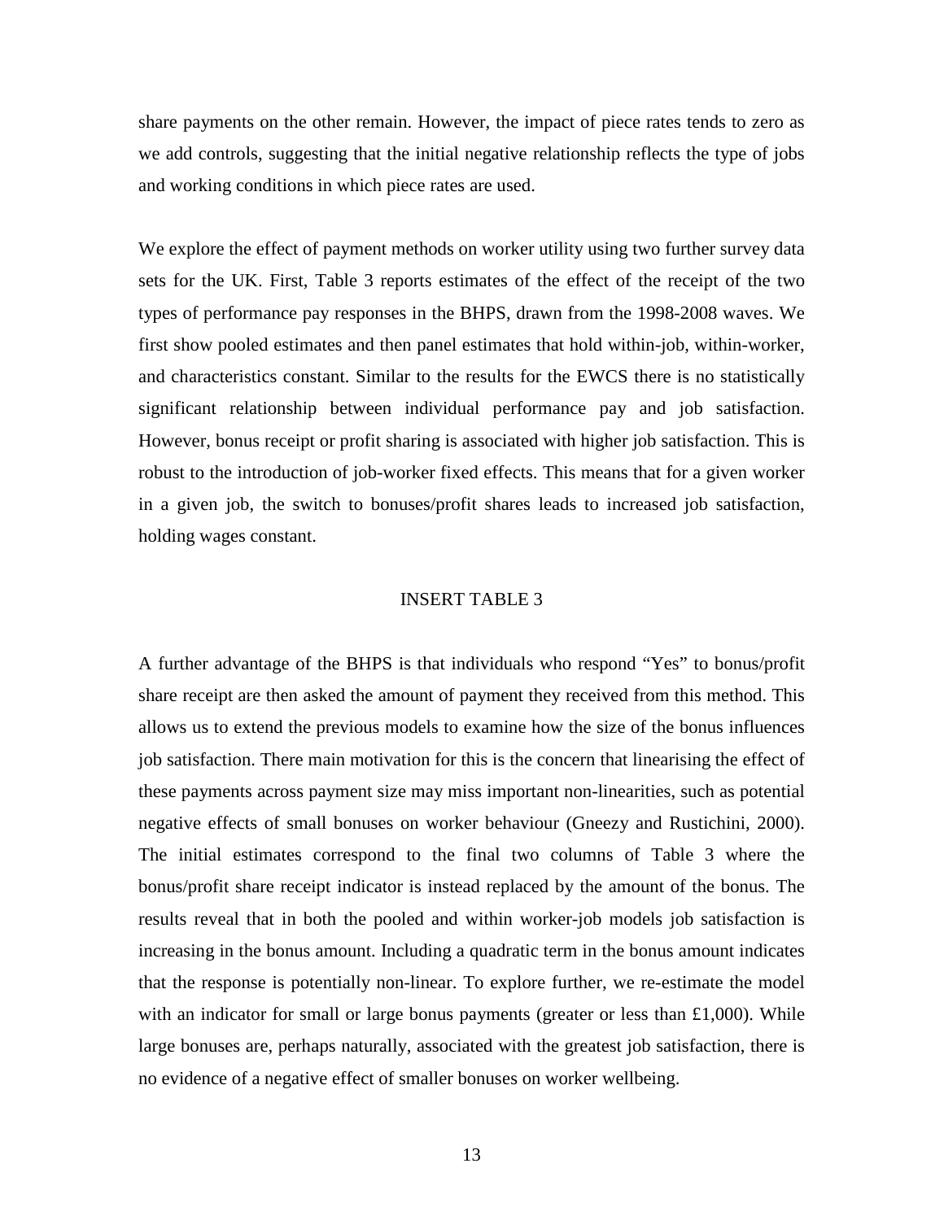share payments on the other remain. However, the impact of piece rates tends to zero as we add controls, suggesting that the initial negative relationship reflects the type of jobs and working conditions in which piece rates are used.

We explore the effect of payment methods on worker utility using two further survey data sets for the UK. First, Table 3 reports estimates of the effect of the receipt of the two types of performance pay responses in the BHPS, drawn from the 1998-2008 waves. We first show pooled estimates and then panel estimates that hold within-job, within-worker, and characteristics constant. Similar to the results for the EWCS there is no statistically significant relationship between individual performance pay and job satisfaction. However, bonus receipt or profit sharing is associated with higher job satisfaction. This is robust to the introduction of job-worker fixed effects. This means that for a given worker in a given job, the switch to bonuses/profit shares leads to increased job satisfaction, holding wages constant.

INSERT TABLE 3

A further advantage of the BHPS is that individuals who respond "Yes" to bonus/profit share receipt are then asked the amount of payment they received from this method. This allows us to extend the previous models to examine how the size of the bonus influences job satisfaction. There main motivation for this is the concern that linearising the effect of these payments across payment size may miss important non-linearities, such as potential negative effects of small bonuses on worker behaviour (Gneezy and Rustichini, 2000). The initial estimates correspond to the final two columns of Table 3 where the bonus/profit share receipt indicator is instead replaced by the amount of the bonus. The results reveal that in both the pooled and within worker-job models job satisfaction is increasing in the bonus amount. Including a quadratic term in the bonus amount indicates that the response is potentially non-linear. To explore further, we re-estimate the model with an indicator for small or large bonus payments (greater or less than £1,000). While large bonuses are, perhaps naturally, associated with the greatest job satisfaction, there is no evidence of a negative effect of smaller bonuses on worker wellbeing.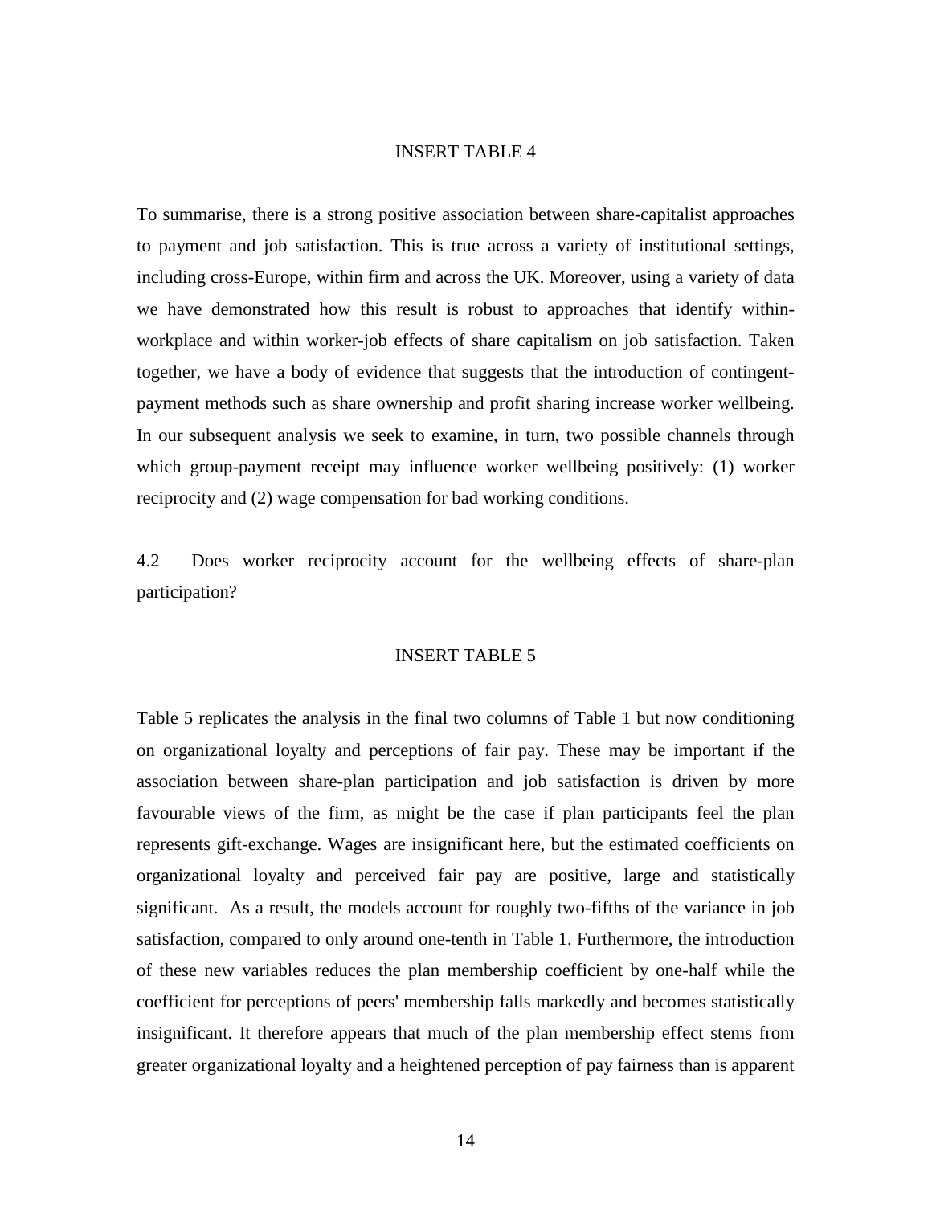INSERT TABLE 4

To summarise, there is a strong positive association between share-capitalist approaches to payment and job satisfaction. This is true across a variety of institutional settings, including cross-Europe, within firm and across the UK. Moreover, using a variety of data we have demonstrated how this result is robust to approaches that identify within-workplace and within worker-job effects of share capitalism on job satisfaction. Taken together, we have a body of evidence that suggests that the introduction of contingent-payment methods such as share ownership and profit sharing increase worker wellbeing. In our subsequent analysis we seek to examine, in turn, two possible channels through which group-payment receipt may influence worker wellbeing positively: (1) worker reciprocity and (2) wage compensation for bad working conditions.

### 4.2 Does worker reciprocity account for the wellbeing effects of share-plan participation?

INSERT TABLE 5

Table 5 replicates the analysis in the final two columns of Table 1 but now conditioning on organizational loyalty and perceptions of fair pay. These may be important if the association between share-plan participation and job satisfaction is driven by more favourable views of the firm, as might be the case if plan participants feel the plan represents gift-exchange. Wages are insignificant here, but the estimated coefficients on organizational loyalty and perceived fair pay are positive, large and statistically significant. As a result, the models account for roughly two-fifths of the variance in job satisfaction, compared to only around one-tenth in Table 1. Furthermore, the introduction of these new variables reduces the plan membership coefficient by one-half while the coefficient for perceptions of peers' membership falls markedly and becomes statistically insignificant. It therefore appears that much of the plan membership effect stems from greater organizational loyalty and a heightened perception of pay fairness than is apparent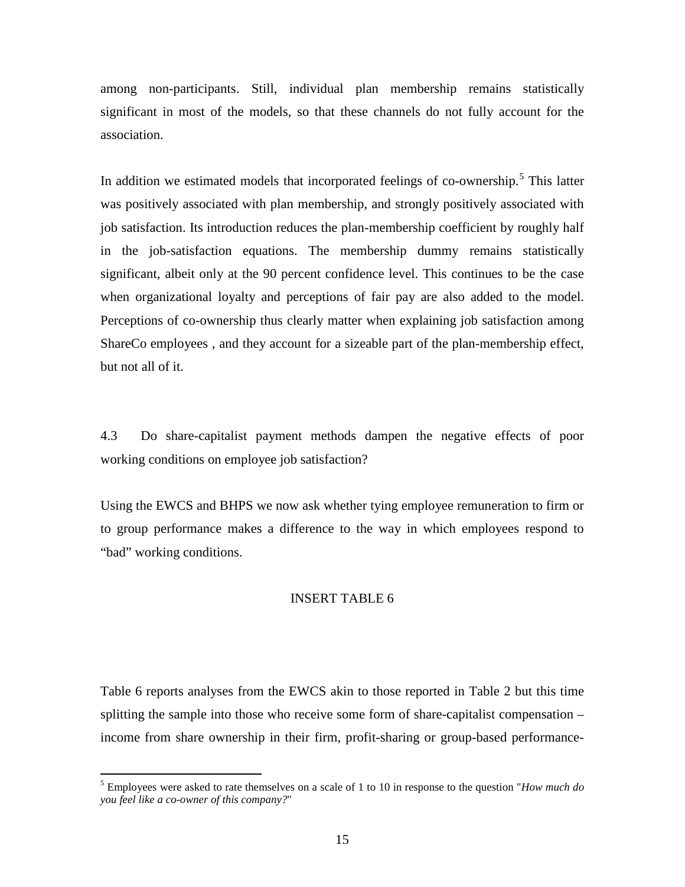among non-participants. Still, individual plan membership remains statistically significant in most of the models, so that these channels do not fully account for the association.

In addition we estimated models that incorporated feelings of co-ownership.[5] This latter was positively associated with plan membership, and strongly positively associated with job satisfaction. Its introduction reduces the plan-membership coefficient by roughly half in the job-satisfaction equations. The membership dummy remains statistically significant, albeit only at the 90 percent confidence level. This continues to be the case when organizational loyalty and perceptions of fair pay are also added to the model. Perceptions of co-ownership thus clearly matter when explaining job satisfaction among ShareCo employees , and they account for a sizeable part of the plan-membership effect, but not all of it.

### 4.3 Do share-capitalist payment methods dampen the negative effects of poor working conditions on employee job satisfaction?

Using the EWCS and BHPS we now ask whether tying employee remuneration to firm or to group performance makes a difference to the way in which employees respond to "bad" working conditions.

INSERT TABLE 6

Table 6 reports analyses from the EWCS akin to those reported in Table 2 but this time splitting the sample into those who receive some form of share-capitalist compensation – income from share ownership in their firm, profit-sharing or group-based performance-

[5] Employees were asked to rate themselves on a scale of 1 to 10 in response to the question "*How much do you feel like a co-owner of this company?*"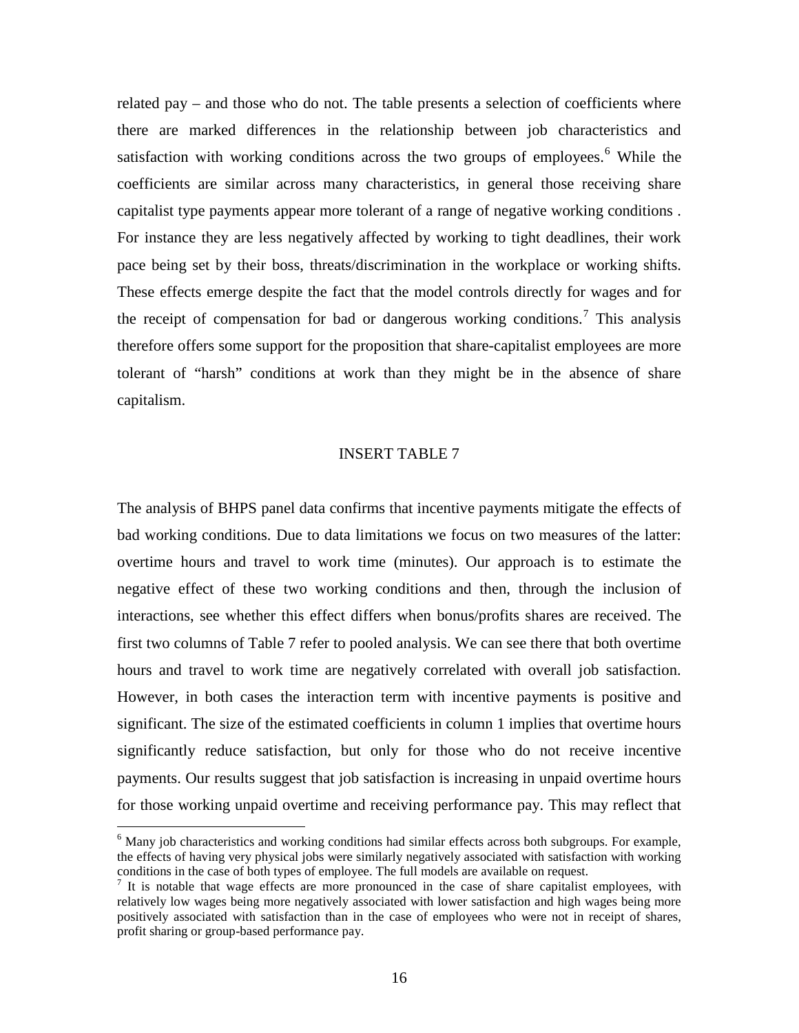related pay – and those who do not. The table presents a selection of coefficients where there are marked differences in the relationship between job characteristics and satisfaction with working conditions across the two groups of employees.[6] While the coefficients are similar across many characteristics, in general those receiving share capitalist type payments appear more tolerant of a range of negative working conditions . For instance they are less negatively affected by working to tight deadlines, their work pace being set by their boss, threats/discrimination in the workplace or working shifts. These effects emerge despite the fact that the model controls directly for wages and for the receipt of compensation for bad or dangerous working conditions.[7] This analysis therefore offers some support for the proposition that share-capitalist employees are more tolerant of "harsh" conditions at work than they might be in the absence of share capitalism.

INSERT TABLE 7

The analysis of BHPS panel data confirms that incentive payments mitigate the effects of bad working conditions. Due to data limitations we focus on two measures of the latter: overtime hours and travel to work time (minutes). Our approach is to estimate the negative effect of these two working conditions and then, through the inclusion of interactions, see whether this effect differs when bonus/profits shares are received. The first two columns of Table 7 refer to pooled analysis. We can see there that both overtime hours and travel to work time are negatively correlated with overall job satisfaction. However, in both cases the interaction term with incentive payments is positive and significant. The size of the estimated coefficients in column 1 implies that overtime hours significantly reduce satisfaction, but only for those who do not receive incentive payments. Our results suggest that job satisfaction is increasing in unpaid overtime hours for those working unpaid overtime and receiving performance pay. This may reflect that

[6] Many job characteristics and working conditions had similar effects across both subgroups. For example, the effects of having very physical jobs were similarly negatively associated with satisfaction with working conditions in the case of both types of employee. The full models are available on request.

[7] It is notable that wage effects are more pronounced in the case of share capitalist employees, with relatively low wages being more negatively associated with lower satisfaction and high wages being more positively associated with satisfaction than in the case of employees who were not in receipt of shares, profit sharing or group-based performance pay.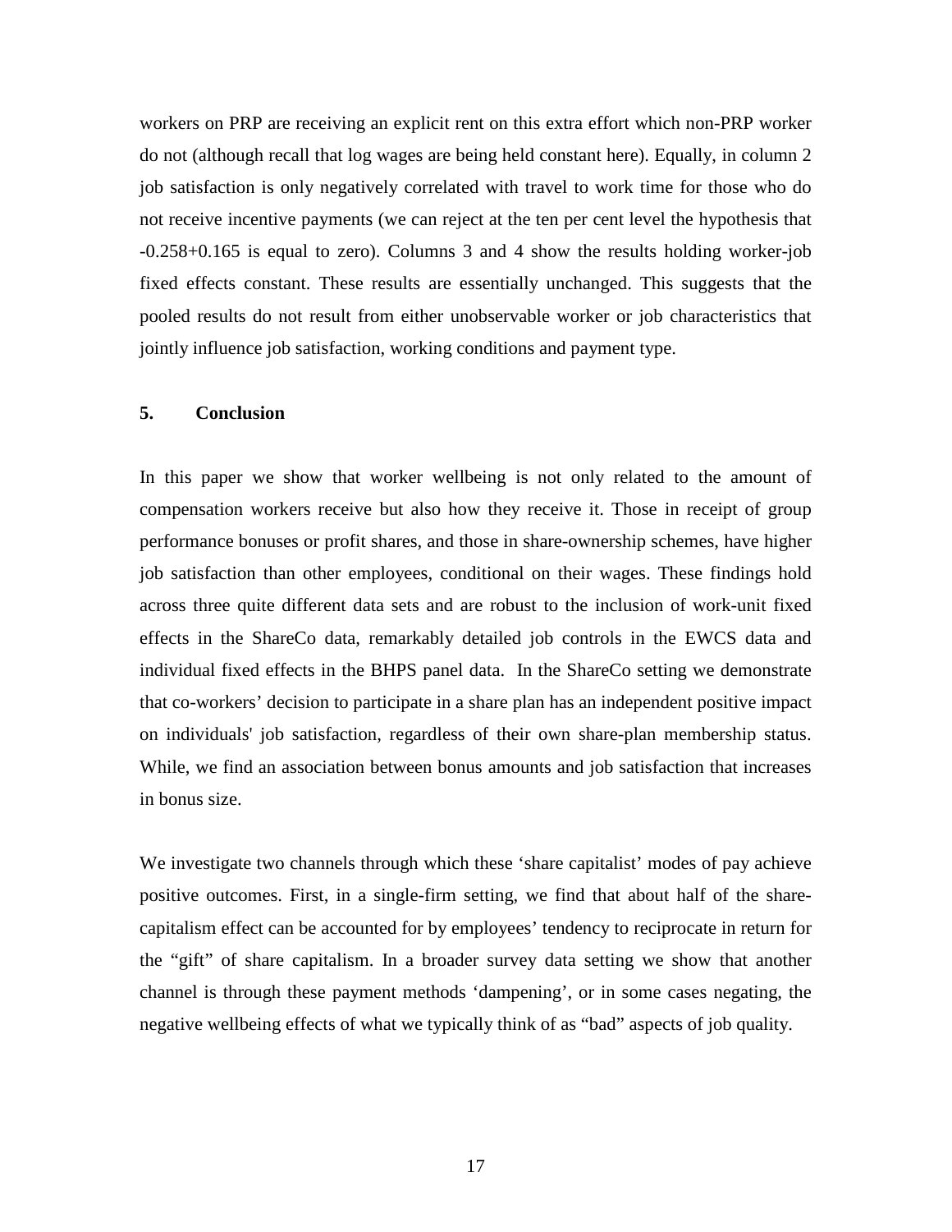workers on PRP are receiving an explicit rent on this extra effort which non-PRP worker do not (although recall that log wages are being held constant here). Equally, in column 2 job satisfaction is only negatively correlated with travel to work time for those who do not receive incentive payments (we can reject at the ten per cent level the hypothesis that -0.258+0.165 is equal to zero). Columns 3 and 4 show the results holding worker-job fixed effects constant. These results are essentially unchanged. This suggests that the pooled results do not result from either unobservable worker or job characteristics that jointly influence job satisfaction, working conditions and payment type.

## 5. Conclusion

In this paper we show that worker wellbeing is not only related to the amount of compensation workers receive but also how they receive it. Those in receipt of group performance bonuses or profit shares, and those in share-ownership schemes, have higher job satisfaction than other employees, conditional on their wages. These findings hold across three quite different data sets and are robust to the inclusion of work-unit fixed effects in the ShareCo data, remarkably detailed job controls in the EWCS data and individual fixed effects in the BHPS panel data. In the ShareCo setting we demonstrate that co-workers' decision to participate in a share plan has an independent positive impact on individuals' job satisfaction, regardless of their own share-plan membership status. While, we find an association between bonus amounts and job satisfaction that increases in bonus size.

We investigate two channels through which these 'share capitalist' modes of pay achieve positive outcomes. First, in a single-firm setting, we find that about half of the share-capitalism effect can be accounted for by employees' tendency to reciprocate in return for the "gift" of share capitalism. In a broader survey data setting we show that another channel is through these payment methods 'dampening', or in some cases negating, the negative wellbeing effects of what we typically think of as "bad" aspects of job quality.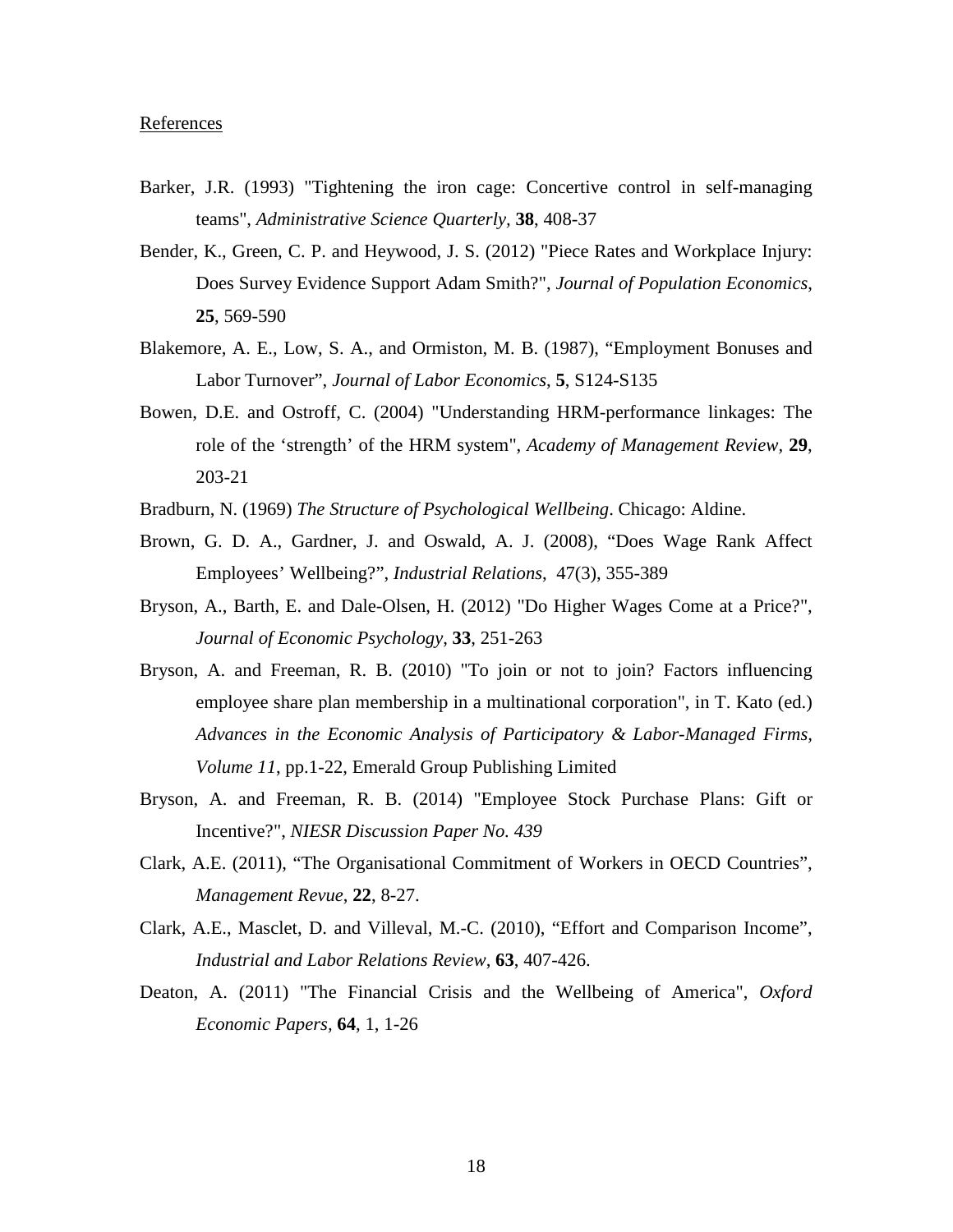## References

Barker, J.R. (1993) "Tightening the iron cage: Concertive control in self-managing teams", *Administrative Science Quarterly*, **38**, 408-37

Bender, K., Green, C. P. and Heywood, J. S. (2012) "Piece Rates and Workplace Injury: Does Survey Evidence Support Adam Smith?", *Journal of Population Economics*, **25**, 569-590

Blakemore, A. E., Low, S. A., and Ormiston, M. B. (1987), "Employment Bonuses and Labor Turnover", *Journal of Labor Economics*, **5**, S124-S135

Bowen, D.E. and Ostroff, C. (2004) "Understanding HRM-performance linkages: The role of the 'strength' of the HRM system", *Academy of Management Review*, **29**, 203-21

Bradburn, N. (1969) *The Structure of Psychological Wellbeing*. Chicago: Aldine.

Brown, G. D. A., Gardner, J. and Oswald, A. J. (2008), "Does Wage Rank Affect Employees' Wellbeing?", *Industrial Relations*, 47(3), 355-389

Bryson, A., Barth, E. and Dale-Olsen, H. (2012) "Do Higher Wages Come at a Price?", *Journal of Economic Psychology*, **33**, 251-263

Bryson, A. and Freeman, R. B. (2010) "To join or not to join? Factors influencing employee share plan membership in a multinational corporation", in T. Kato (ed.) *Advances in the Economic Analysis of Participatory & Labor-Managed Firms, Volume 11*, pp.1-22, Emerald Group Publishing Limited

Bryson, A. and Freeman, R. B. (2014) "Employee Stock Purchase Plans: Gift or Incentive?", *NIESR Discussion Paper No. 439*

Clark, A.E. (2011), "The Organisational Commitment of Workers in OECD Countries", *Management Revue*, **22**, 8-27.

Clark, A.E., Masclet, D. and Villeval, M.-C. (2010), "Effort and Comparison Income", *Industrial and Labor Relations Review*, **63**, 407-426.

Deaton, A. (2011) "The Financial Crisis and the Wellbeing of America", *Oxford Economic Papers*, **64**, 1, 1-26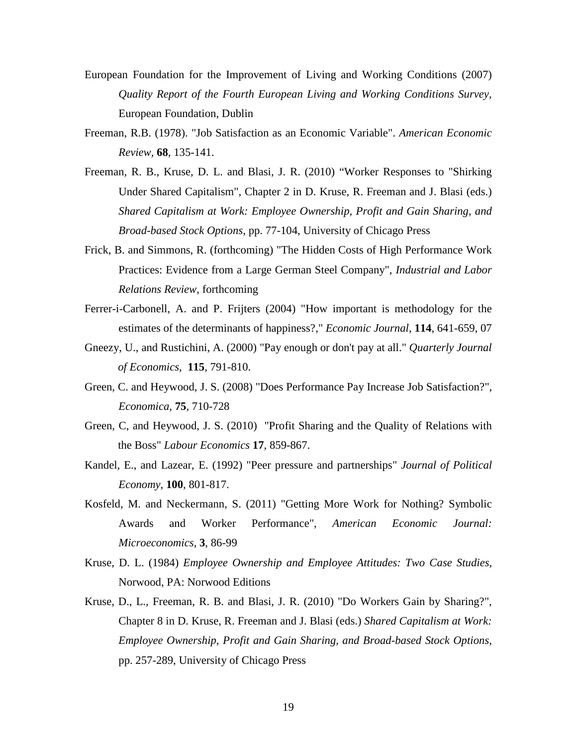European Foundation for the Improvement of Living and Working Conditions (2007) *Quality Report of the Fourth European Living and Working Conditions Survey*, European Foundation, Dublin

Freeman, R.B. (1978). "Job Satisfaction as an Economic Variable". *American Economic Review*, **68**, 135-141.

Freeman, R. B., Kruse, D. L. and Blasi, J. R. (2010) "Worker Responses to "Shirking Under Shared Capitalism", Chapter 2 in D. Kruse, R. Freeman and J. Blasi (eds.) *Shared Capitalism at Work: Employee Ownership, Profit and Gain Sharing, and Broad-based Stock Options*, pp. 77-104, University of Chicago Press

Frick, B. and Simmons, R. (forthcoming) "The Hidden Costs of High Performance Work Practices: Evidence from a Large German Steel Company", *Industrial and Labor Relations Review*, forthcoming

Ferrer-i-Carbonell, A. and P. Frijters (2004) "How important is methodology for the estimates of the determinants of happiness?," *Economic Journal*, **114**, 641-659, 07

Gneezy, U., and Rustichini, A. (2000) "Pay enough or don't pay at all." *Quarterly Journal of Economics*, **115**, 791-810.

Green, C. and Heywood, J. S. (2008) "Does Performance Pay Increase Job Satisfaction?", *Economica*, **75**, 710-728

Green, C, and Heywood, J. S. (2010) "Profit Sharing and the Quality of Relations with the Boss" *Labour Economics* **17**, 859-867.

Kandel, E., and Lazear, E. (1992) "Peer pressure and partnerships" *Journal of Political Economy*, **100**, 801-817.

Kosfeld, M. and Neckermann, S. (2011) "Getting More Work for Nothing? Symbolic Awards and Worker Performance", *American Economic Journal: Microeconomics*, **3**, 86-99

Kruse, D. L. (1984) *Employee Ownership and Employee Attitudes: Two Case Studies*, Norwood, PA: Norwood Editions

Kruse, D., L., Freeman, R. B. and Blasi, J. R. (2010) "Do Workers Gain by Sharing?", Chapter 8 in D. Kruse, R. Freeman and J. Blasi (eds.) *Shared Capitalism at Work: Employee Ownership, Profit and Gain Sharing, and Broad-based Stock Options*, pp. 257-289, University of Chicago Press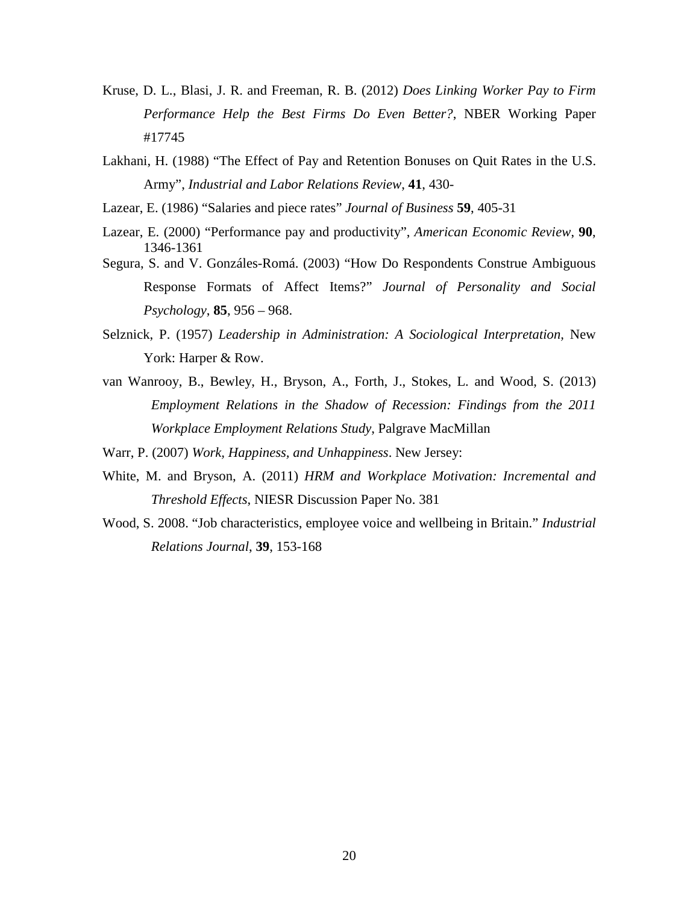Kruse, D. L., Blasi, J. R. and Freeman, R. B. (2012) *Does Linking Worker Pay to Firm Performance Help the Best Firms Do Even Better?*, NBER Working Paper #17745

Lakhani, H. (1988) "The Effect of Pay and Retention Bonuses on Quit Rates in the U.S. Army", *Industrial and Labor Relations Review*, **41**, 430-

Lazear, E. (1986) "Salaries and piece rates" *Journal of Business* **59**, 405-31

Lazear, E. (2000) "Performance pay and productivity", *American Economic Review*, **90**, 1346-1361

Segura, S. and V. Gonzáles-Romá. (2003) "How Do Respondents Construe Ambiguous Response Formats of Affect Items?" *Journal of Personality and Social Psychology*, **85**, 956 – 968.

Selznick, P. (1957) *Leadership in Administration: A Sociological Interpretation*, New York: Harper & Row.

van Wanrooy, B., Bewley, H., Bryson, A., Forth, J., Stokes, L. and Wood, S. (2013) *Employment Relations in the Shadow of Recession: Findings from the 2011 Workplace Employment Relations Study*, Palgrave MacMillan

Warr, P. (2007) *Work, Happiness, and Unhappiness*. New Jersey:

White, M. and Bryson, A. (2011) *HRM and Workplace Motivation: Incremental and Threshold Effects*, NIESR Discussion Paper No. 381

Wood, S. 2008. "Job characteristics, employee voice and wellbeing in Britain." *Industrial Relations Journal*, **39**, 153-168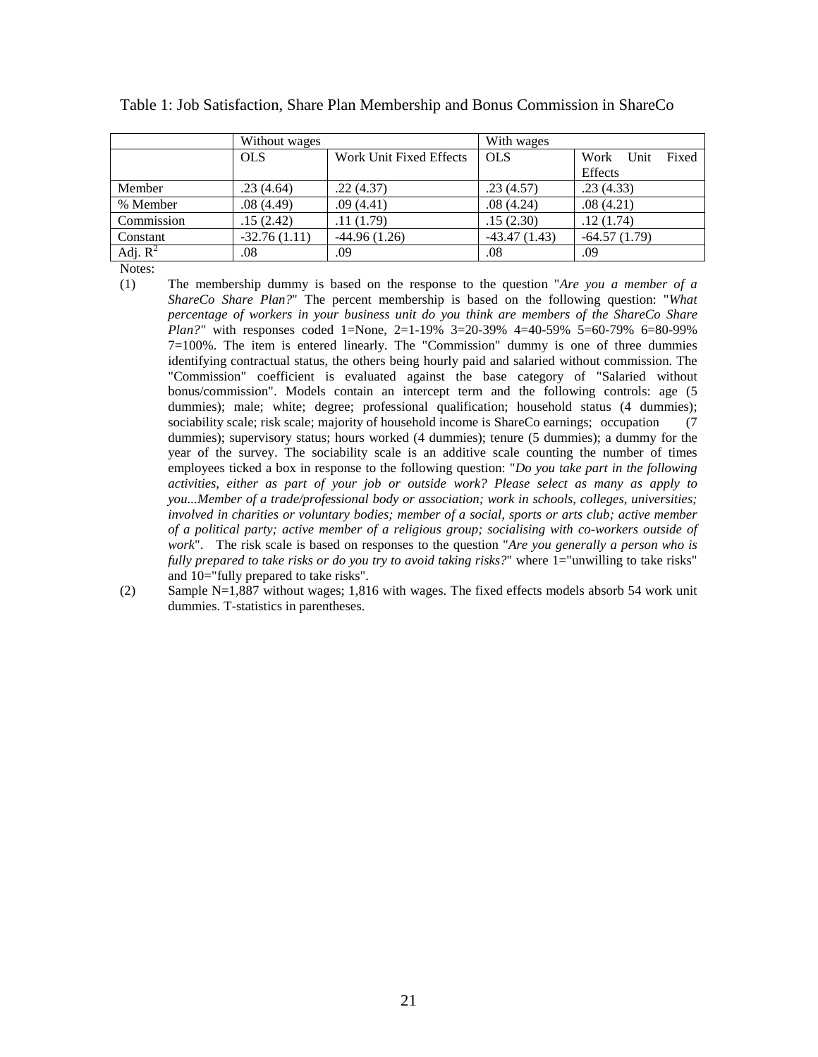Table 1: Job Satisfaction, Share Plan Membership and Bonus Commission in ShareCo

| | Without wages | | With wages | |
|---|---|---|---|---|
| | OLS | Work Unit Fixed Effects | OLS | Work Unit Fixed Effects |
| Member | .23 (4.64) | .22 (4.37) | .23 (4.57) | .23 (4.33) |
| % Member | .08 (4.49) | .09 (4.41) | .08 (4.24) | .08 (4.21) |
| Commission | .15 (2.42) | .11 (1.79) | .15 (2.30) | .12 (1.74) |
| Constant | -32.76 (1.11) | -44.96 (1.26) | -43.47 (1.43) | -64.57 (1.79) |
| Adj. $R^2$ | .08 | .09 | .08 | .09 |

Notes:

(1) The membership dummy is based on the response to the question "*Are you a member of a ShareCo Share Plan?*" The percent membership is based on the following question: "*What percentage of workers in your business unit do you think are members of the ShareCo Share Plan?*" with responses coded 1=None, 2=1-19% 3=20-39% 4=40-59% 5=60-79% 6=80-99% 7=100%. The item is entered linearly. The "Commission" dummy is one of three dummies identifying contractual status, the others being hourly paid and salaried without commission. The "Commission" coefficient is evaluated against the base category of "Salaried without bonus/commission". Models contain an intercept term and the following controls: age (5 dummies); male; white; degree; professional qualification; household status (4 dummies); sociability scale; risk scale; majority of household income is ShareCo earnings; occupation (7 dummies); supervisory status; hours worked (4 dummies); tenure (5 dummies); a dummy for the year of the survey. The sociability scale is an additive scale counting the number of times employees ticked a box in response to the following question: "*Do you take part in the following activities, either as part of your job or outside work? Please select as many as apply to you...Member of a trade/professional body or association; work in schools, colleges, universities; involved in charities or voluntary bodies; member of a social, sports or arts club; active member of a political party; active member of a religious group; socialising with co-workers outside of work*". The risk scale is based on responses to the question "*Are you generally a person who is fully prepared to take risks or do you try to avoid taking risks?*" where 1="unwilling to take risks" and 10="fully prepared to take risks".

(2) Sample N=1,887 without wages; 1,816 with wages. The fixed effects models absorb 54 work unit dummies. T-statistics in parentheses.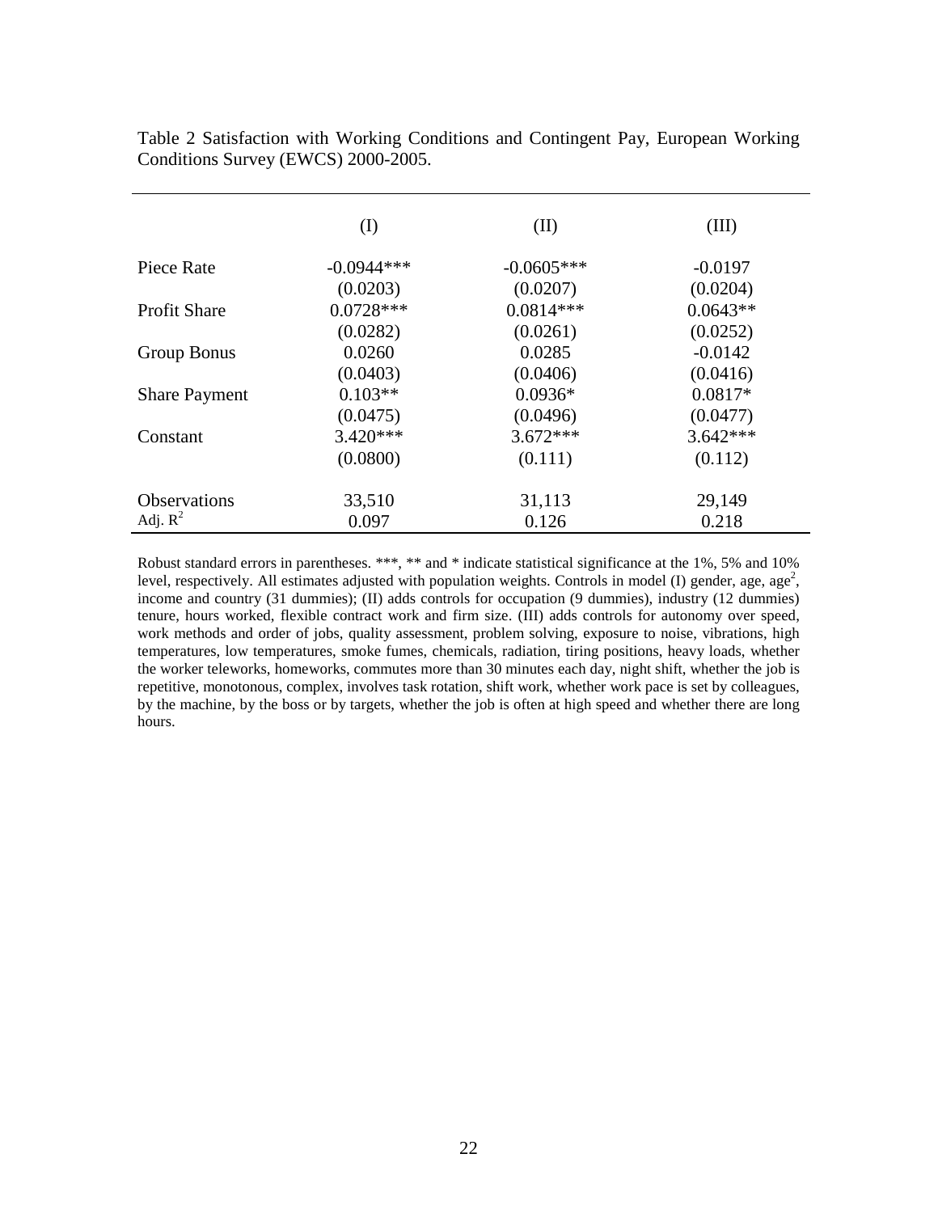Table 2 Satisfaction with Working Conditions and Contingent Pay, European Working Conditions Survey (EWCS) 2000-2005.

| | (I) | (II) | (III) |
|---|---|---|---|
| Piece Rate | -0.0944*** | -0.0605*** | -0.0197 |
| | (0.0203) | (0.0207) | (0.0204) |
| Profit Share | 0.0728*** | 0.0814*** | 0.0643** |
| | (0.0282) | (0.0261) | (0.0252) |
| Group Bonus | 0.0260 | 0.0285 | -0.0142 |
| | (0.0403) | (0.0406) | (0.0416) |
| Share Payment | 0.103** | 0.0936* | 0.0817* |
| | (0.0475) | (0.0496) | (0.0477) |
| Constant | 3.420*** | 3.672*** | 3.642*** |
| | (0.0800) | (0.111) | (0.112) |
| Observations | 33,510 | 31,113 | 29,149 |
| Adj. $R^2$ | 0.097 | 0.126 | 0.218 |

Robust standard errors in parentheses. ***, ** and * indicate statistical significance at the 1%, 5% and 10% level, respectively. All estimates adjusted with population weights. Controls in model (I) gender, age, $age^2$, income and country (31 dummies); (II) adds controls for occupation (9 dummies), industry (12 dummies) tenure, hours worked, flexible contract work and firm size. (III) adds controls for autonomy over speed, work methods and order of jobs, quality assessment, problem solving, exposure to noise, vibrations, high temperatures, low temperatures, smoke fumes, chemicals, radiation, tiring positions, heavy loads, whether the worker teleworks, homeworks, commutes more than 30 minutes each day, night shift, whether the job is repetitive, monotonous, complex, involves task rotation, shift work, whether work pace is set by colleagues, by the machine, by the boss or by targets, whether the job is often at high speed and whether there are long hours.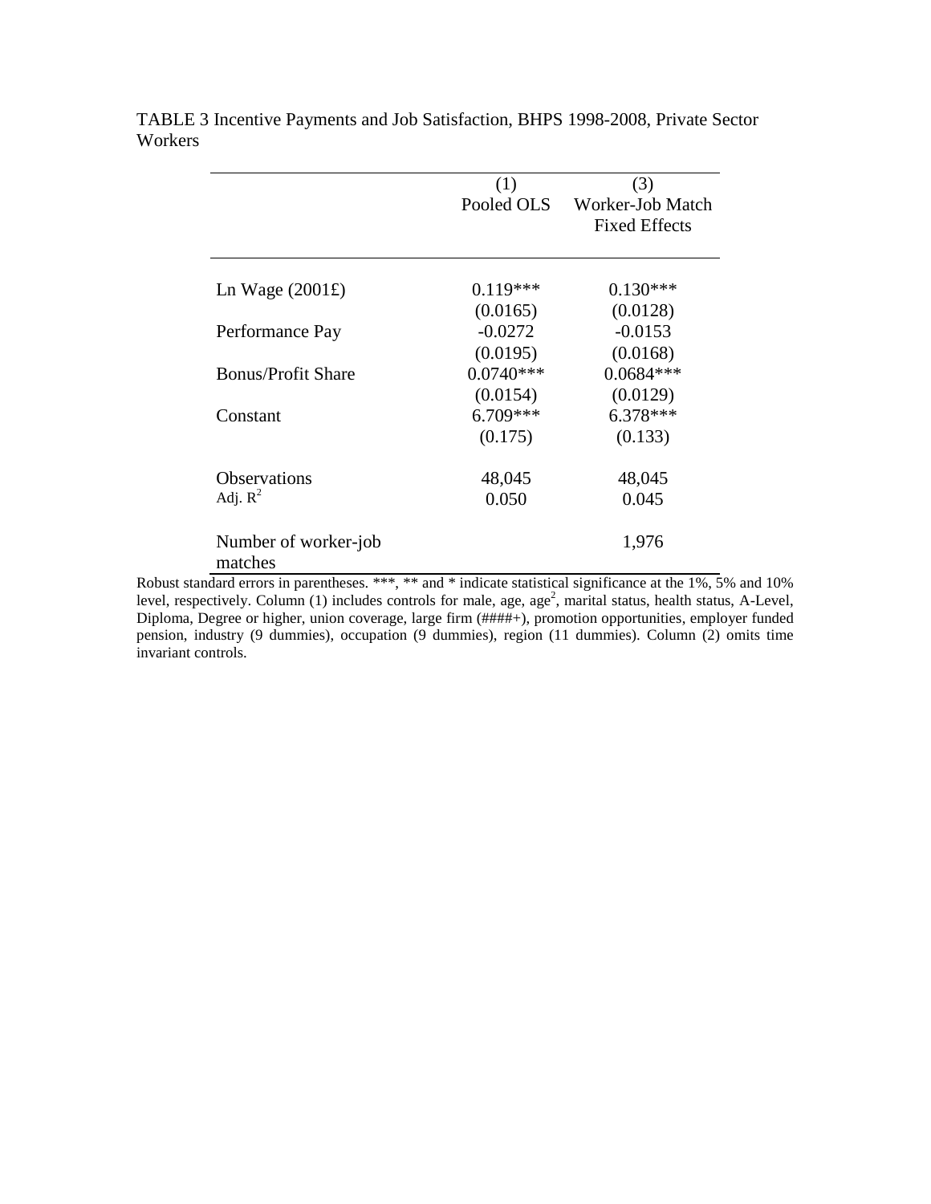TABLE 3 Incentive Payments and Job Satisfaction, BHPS 1998-2008, Private Sector Workers

| | (1)<br>Pooled OLS | (3)<br>Worker-Job Match<br>Fixed Effects |
|---|---|---|
| Ln Wage (2001£) | 0.119*** | 0.130*** |
| | (0.0165) | (0.0128) |
| Performance Pay | -0.0272 | -0.0153 |
| | (0.0195) | (0.0168) |
| Bonus/Profit Share | 0.0740*** | 0.0684*** |
| | (0.0154) | (0.0129) |
| Constant | 6.709*** | 6.378*** |
| | (0.175) | (0.133) |
| Observations | 48,045 | 48,045 |
| Adj. $R^2$ | 0.050 | 0.045 |
| Number of worker-job matches | | 1,976 |

Robust standard errors in parentheses. ***, ** and * indicate statistical significance at the 1%, 5% and 10% level, respectively. Column (1) includes controls for male, age, $age^2$, marital status, health status, A-Level, Diploma, Degree or higher, union coverage, large firm (####+), promotion opportunities, employer funded pension, industry (9 dummies), occupation (9 dummies), region (11 dummies). Column (2) omits time invariant controls.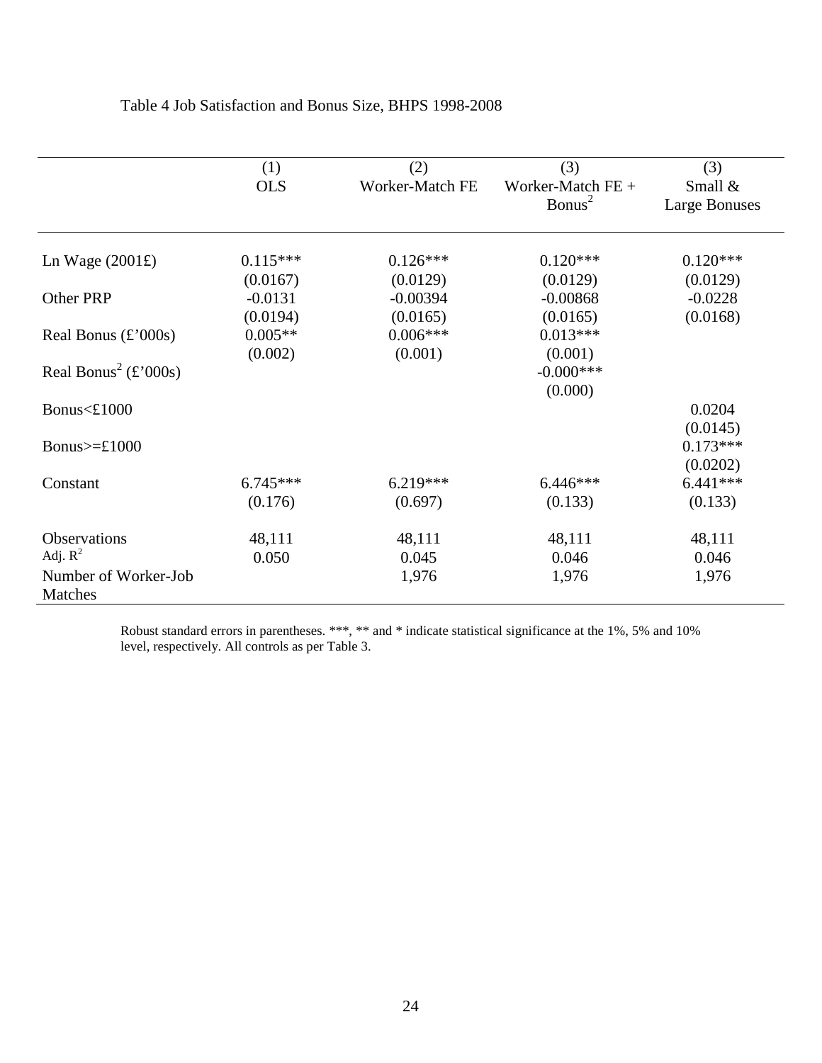Table 4 Job Satisfaction and Bonus Size, BHPS 1998-2008

| | (1) OLS | (2) Worker-Match FE | (3) Worker-Match FE + Bonus$^2$ | (3) Small & Large Bonuses |
|---|---|---|---|---|
| Ln Wage (2001£) | 0.115*** | 0.126*** | 0.120*** | 0.120*** |
| | (0.0167) | (0.0129) | (0.0129) | (0.0129) |
| Other PRP | -0.0131 | -0.00394 | -0.00868 | -0.0228 |
| | (0.0194) | (0.0165) | (0.0165) | (0.0168) |
| Real Bonus (£'000s) | 0.005** | 0.006*** | 0.013*** | |
| | (0.002) | (0.001) | (0.001) | |
| Real Bonus$^2$ (£'000s) | | | -0.000*** | |
| | | | (0.000) | |
| Bonus<£1000 | | | | 0.0204 |
| | | | | (0.0145) |
| Bonus>=£1000 | | | | 0.173*** |
| | | | | (0.0202) |
| Constant | 6.745*** | 6.219*** | 6.446*** | 6.441*** |
| | (0.176) | (0.697) | (0.133) | (0.133) |
| Observations | 48,111 | 48,111 | 48,111 | 48,111 |
| Adj. $R^2$ | 0.050 | 0.045 | 0.046 | 0.046 |
| Number of Worker-Job Matches | | 1,976 | 1,976 | 1,976 |

Robust standard errors in parentheses. ***, ** and * indicate statistical significance at the 1%, 5% and 10% level, respectively. All controls as per Table 3.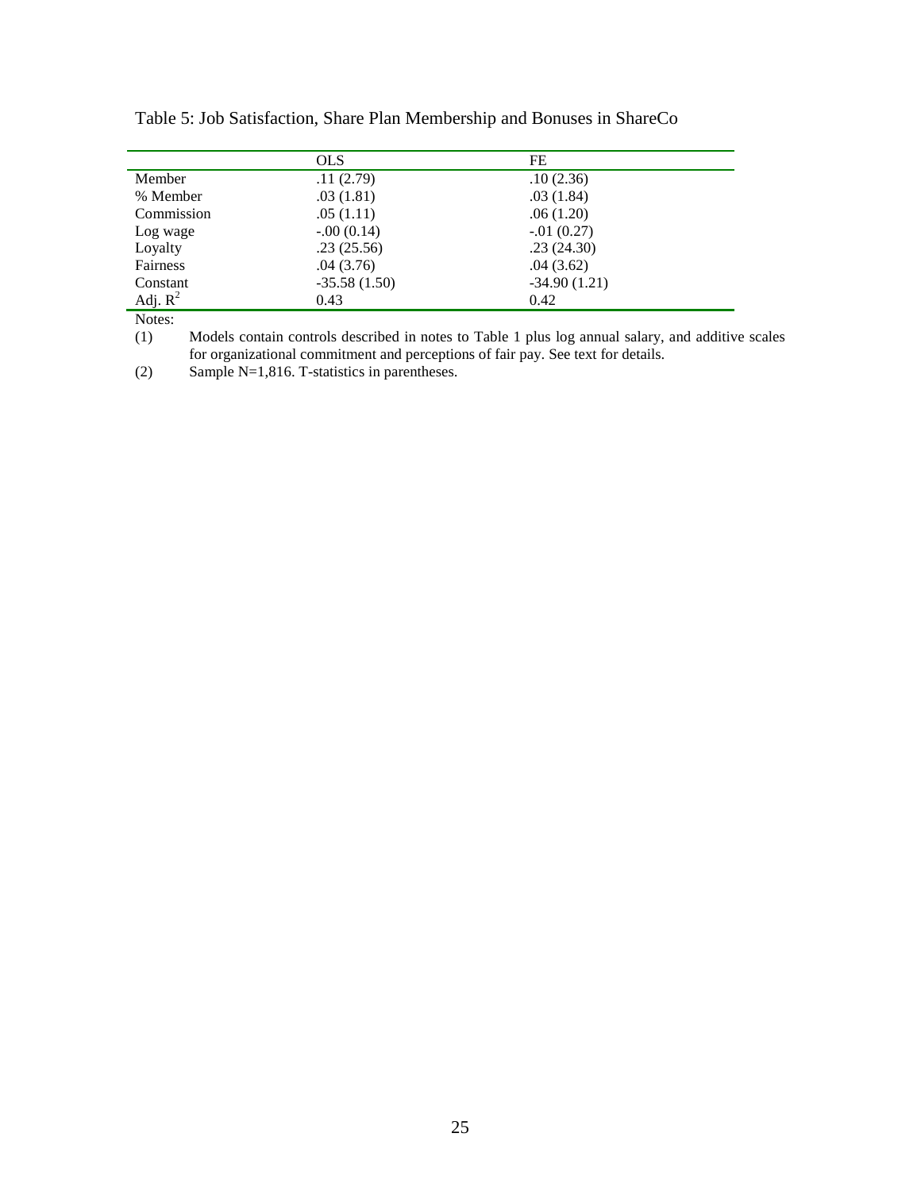Table 5: Job Satisfaction, Share Plan Membership and Bonuses in ShareCo

| | OLS | FE |
|---|---|---|
| Member | .11 (2.79) | .10 (2.36) |
| % Member | .03 (1.81) | .03 (1.84) |
| Commission | .05 (1.11) | .06 (1.20) |
| Log wage | -.00 (0.14) | -.01 (0.27) |
| Loyalty | .23 (25.56) | .23 (24.30) |
| Fairness | .04 (3.76) | .04 (3.62) |
| Constant | -35.58 (1.50) | -34.90 (1.21) |
| Adj. $R^2$ | 0.43 | 0.42 |

Notes:

(1) Models contain controls described in notes to Table 1 plus log annual salary, and additive scales for organizational commitment and perceptions of fair pay. See text for details.

(2) Sample N=1,816. T-statistics in parentheses.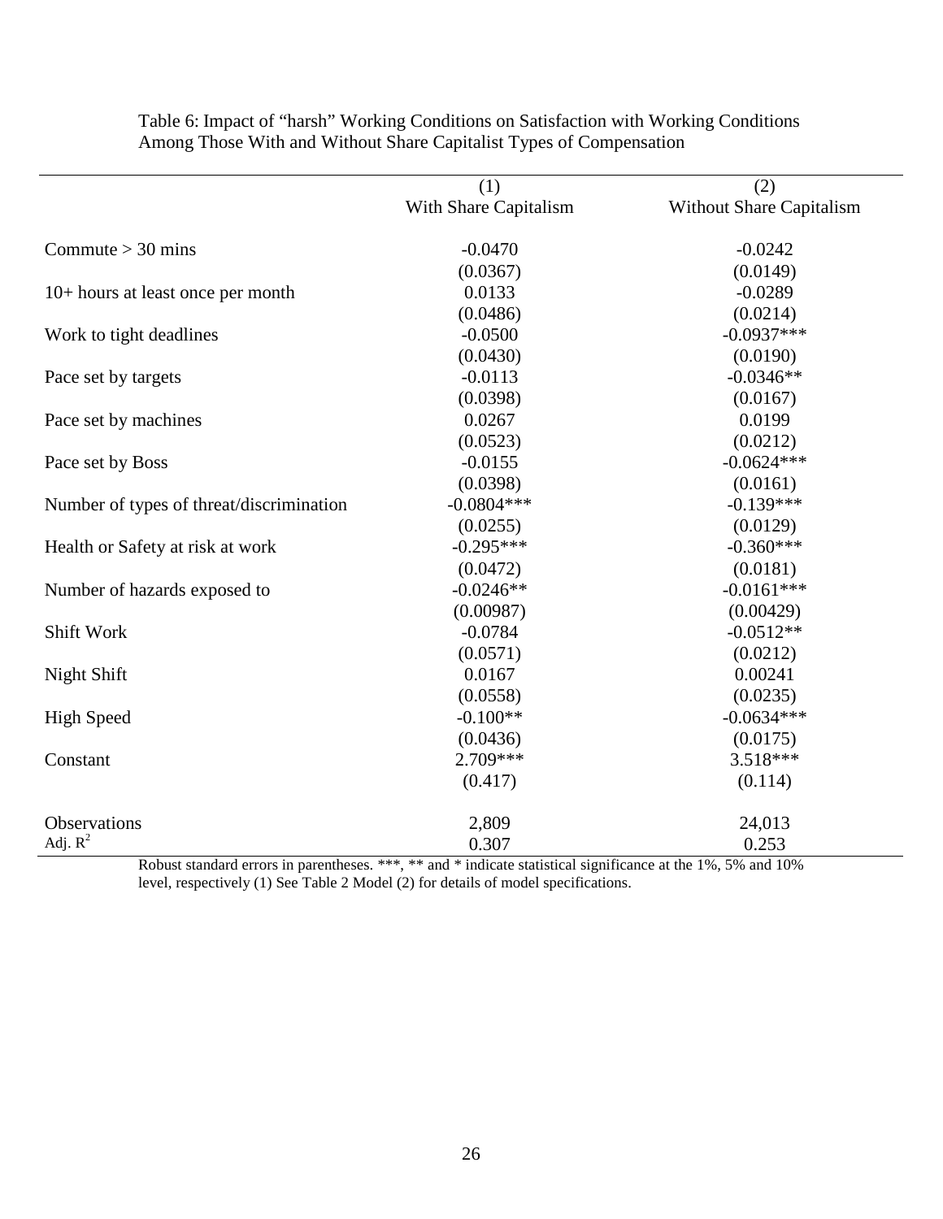Table 6: Impact of "harsh" Working Conditions on Satisfaction with Working Conditions Among Those With and Without Share Capitalist Types of Compensation

| | (1) With Share Capitalism | (2) Without Share Capitalism |
|---|---|---|
| Commute > 30 mins | -0.0470 | -0.0242 |
| | (0.0367) | (0.0149) |
| 10+ hours at least once per month | 0.0133 | -0.0289 |
| | (0.0486) | (0.0214) |
| Work to tight deadlines | -0.0500 | -0.0937*** |
| | (0.0430) | (0.0190) |
| Pace set by targets | -0.0113 | -0.0346** |
| | (0.0398) | (0.0167) |
| Pace set by machines | 0.0267 | 0.0199 |
| | (0.0523) | (0.0212) |
| Pace set by Boss | -0.0155 | -0.0624*** |
| | (0.0398) | (0.0161) |
| Number of types of threat/discrimination | -0.0804*** | -0.139*** |
| | (0.0255) | (0.0129) |
| Health or Safety at risk at work | -0.295*** | -0.360*** |
| | (0.0472) | (0.0181) |
| Number of hazards exposed to | -0.0246** | -0.0161*** |
| | (0.00987) | (0.00429) |
| Shift Work | -0.0784 | -0.0512** |
| | (0.0571) | (0.0212) |
| Night Shift | 0.0167 | 0.00241 |
| | (0.0558) | (0.0235) |
| High Speed | -0.100** | -0.0634*** |
| | (0.0436) | (0.0175) |
| Constant | 2.709*** | 3.518*** |
| | (0.417) | (0.114) |
| Observations | 2,809 | 24,013 |
| Adj. $R^2$ | 0.307 | 0.253 |

Robust standard errors in parentheses. ***, ** and * indicate statistical significance at the 1%, 5% and 10% level, respectively (1) See Table 2 Model (2) for details of model specifications.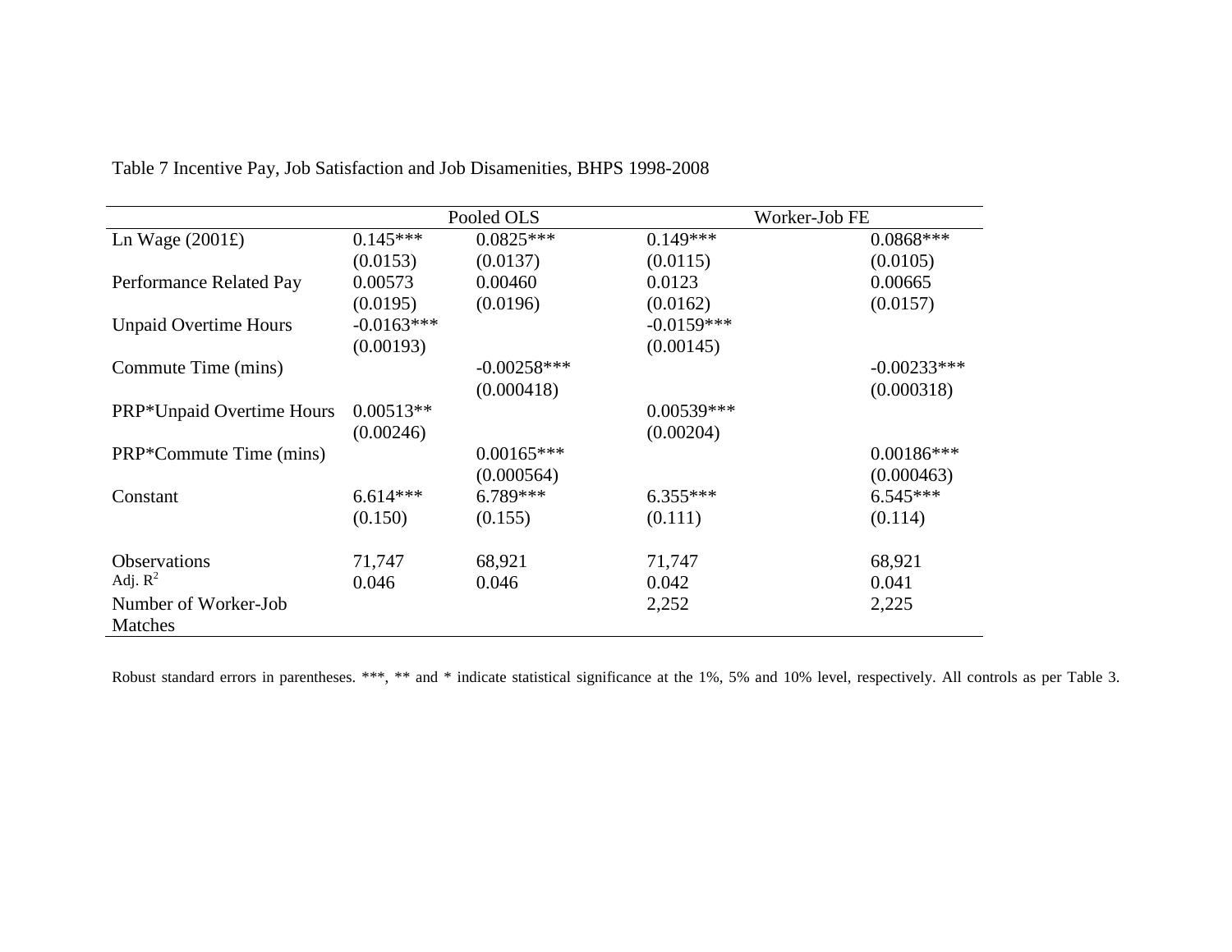Table 7 Incentive Pay, Job Satisfaction and Job Disamenities, BHPS 1998-2008

| | Pooled OLS | | Worker-Job FE | |
|---|---|---|---|---|
| Ln Wage (2001£) | 0.145*** | 0.0825*** | 0.149*** | 0.0868*** |
| | (0.0153) | (0.0137) | (0.0115) | (0.0105) |
| Performance Related Pay | 0.00573 | 0.00460 | 0.0123 | 0.00665 |
| | (0.0195) | (0.0196) | (0.0162) | (0.0157) |
| Unpaid Overtime Hours | -0.0163*** | | -0.0159*** | |
| | (0.00193) | | (0.00145) | |
| Commute Time (mins) | | -0.00258*** | | -0.00233*** |
| | | (0.000418) | | (0.000318) |
| PRP*Unpaid Overtime Hours | 0.00513** | | 0.00539*** | |
| | (0.00246) | | (0.00204) | |
| PRP*Commute Time (mins) | | 0.00165*** | | 0.00186*** |
| | | (0.000564) | | (0.000463) |
| Constant | 6.614*** | 6.789*** | 6.355*** | 6.545*** |
| | (0.150) | (0.155) | (0.111) | (0.114) |
| Observations | 71,747 | 68,921 | 71,747 | 68,921 |
| Adj. $R^2$ | 0.046 | 0.046 | 0.042 | 0.041 |
| Number of Worker-Job Matches | | | 2,252 | 2,225 |

Robust standard errors in parentheses. ***, ** and * indicate statistical significance at the 1%, 5% and 10% level, respectively. All controls as per Table 3.